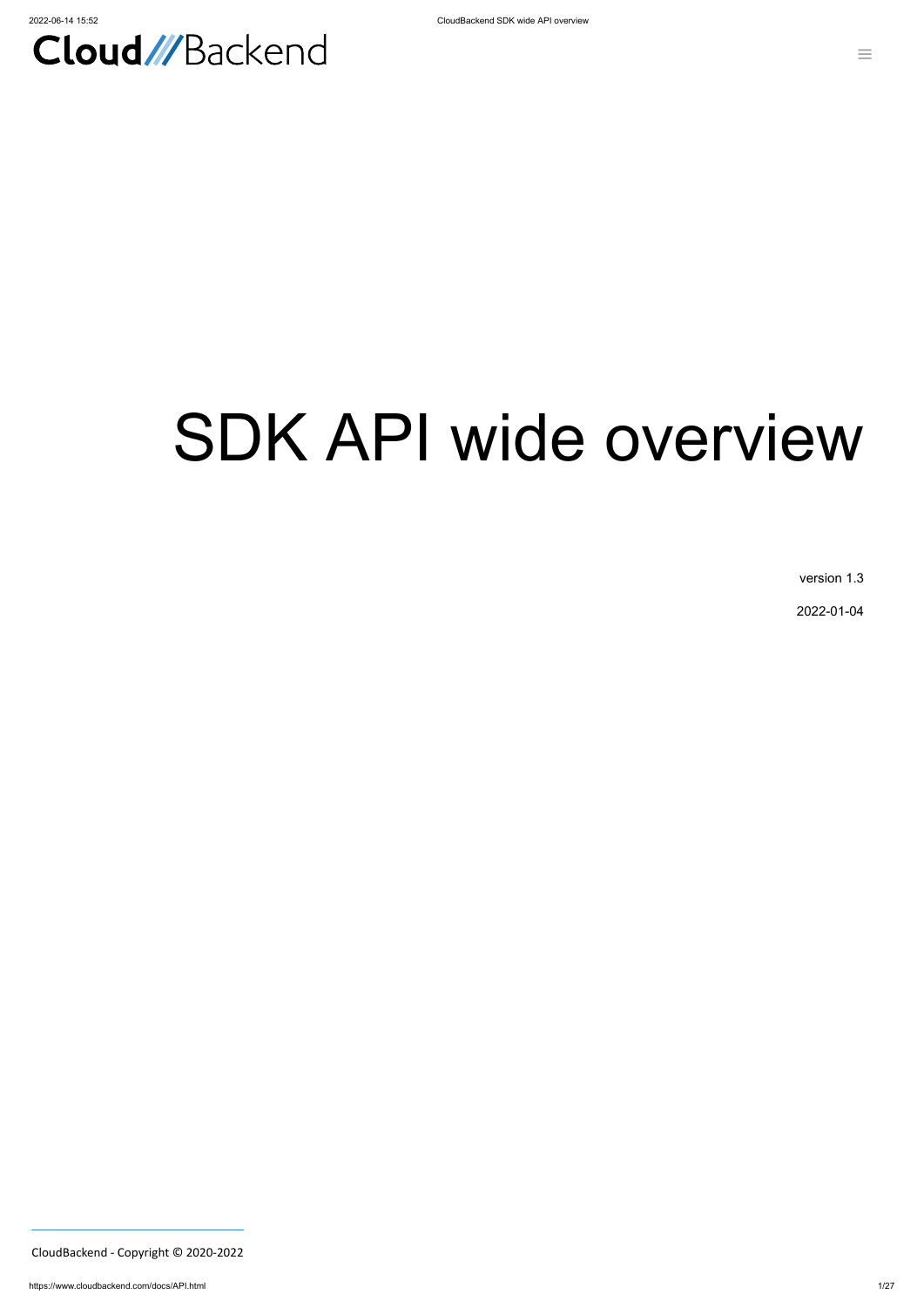CloudBackend

# SDK API wide overview

version 1.3

2022-01-04

CloudBackend - Copyright © 2020-2022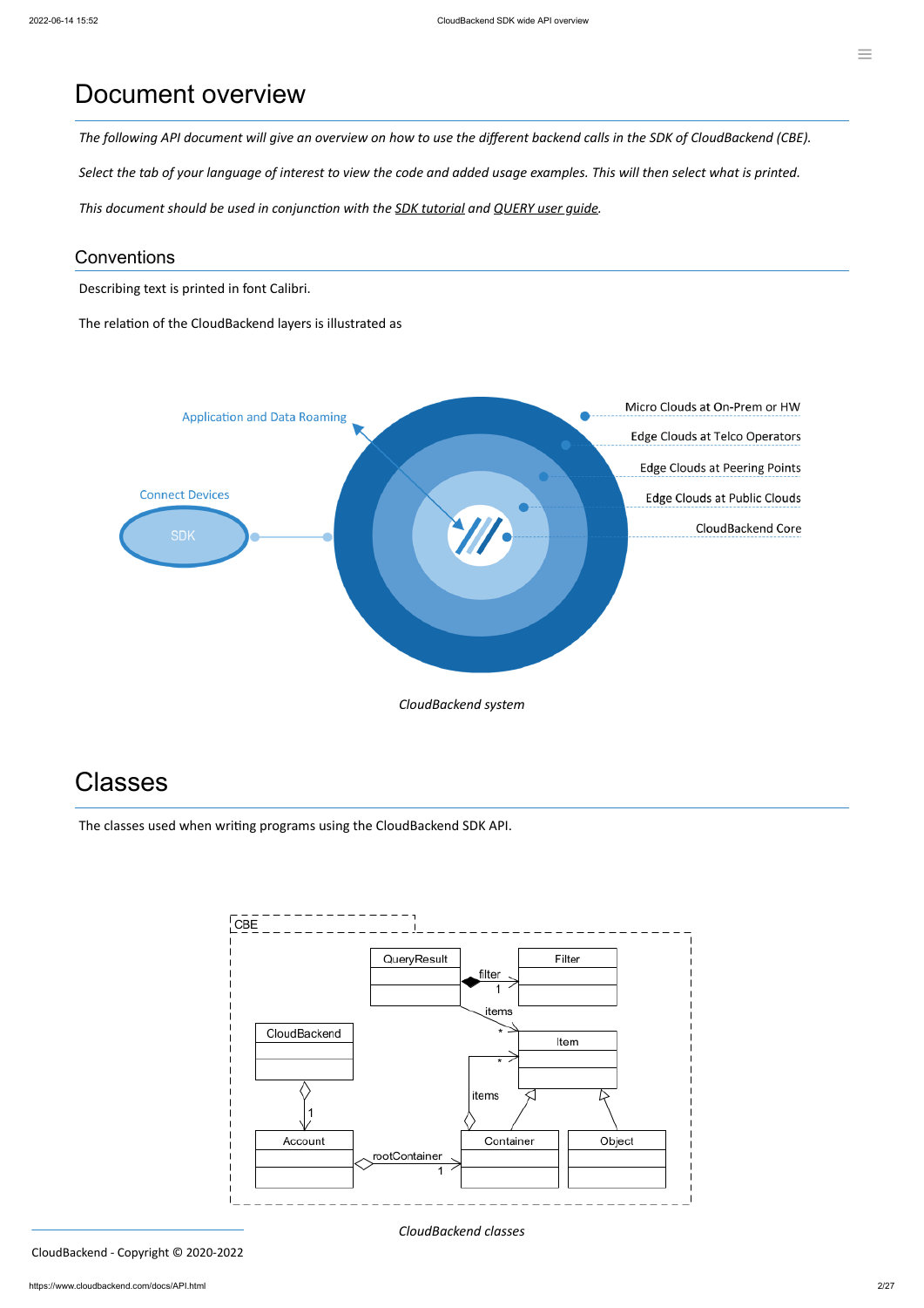# Document overview

*The following API document will give an overview on how to use the different backend calls in the SDK of CloudBackend (CBE).*

*Select the tab of your language of interest to view the code and added usage examples. This will then select what is printed.*

*This document should be used in conjunction with the SDK tutorial and QUERY user guide.*

## Conventions

Describing text is printed in font Calibri.

The relation of the CloudBackend layers is illustrated as

*CloudBackend system*

# Classes

The classes used when writing programs using the CloudBackend SDK API.

*CloudBackend classes*

CloudBackend - Copyright © 2020-2022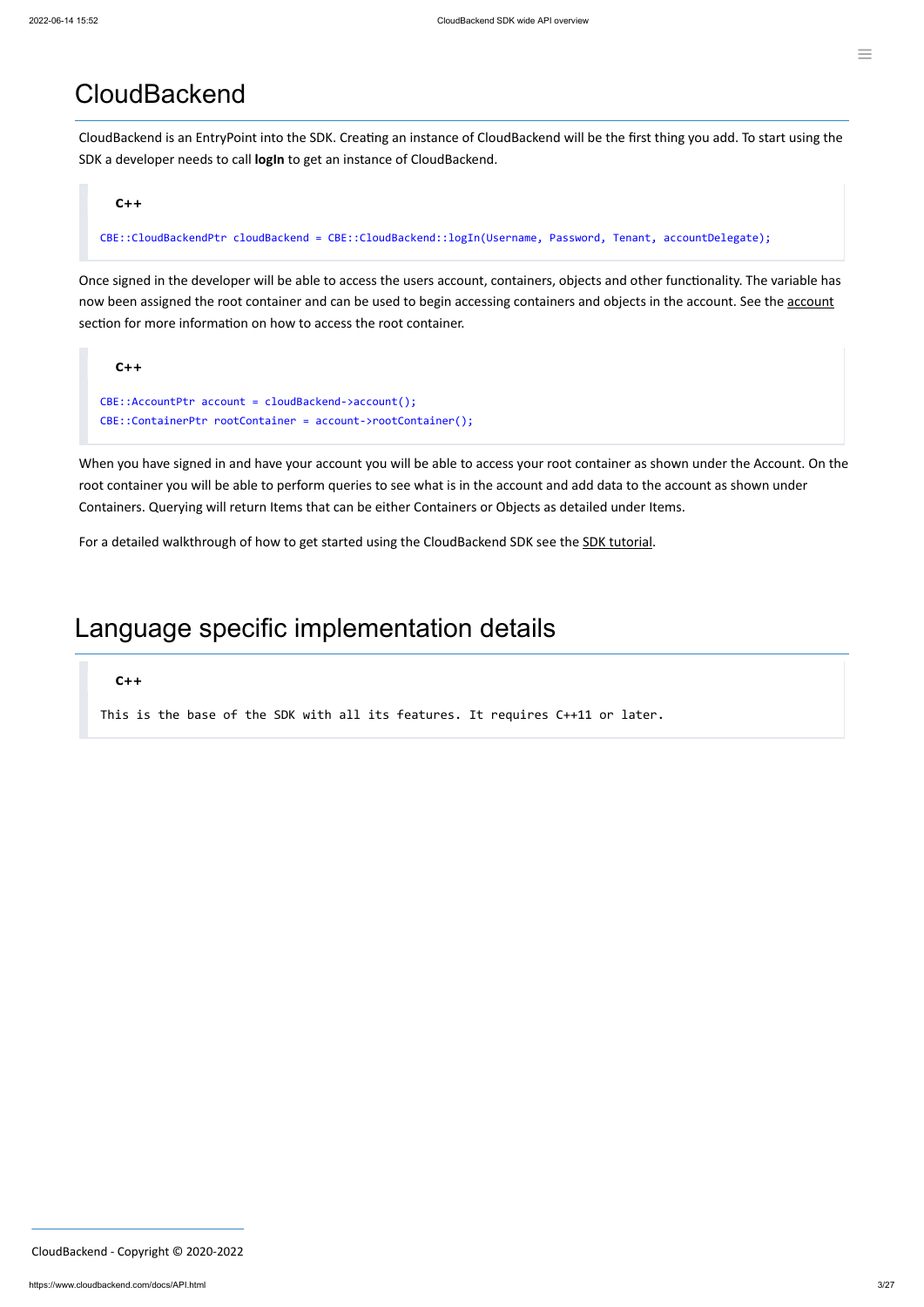# CloudBackend

CloudBackend is an EntryPoint into the SDK. Creating an instance of CloudBackend will be the first thing you add. To start using the SDK a developer needs to call **logIn** to get an instance of CloudBackend.

**C++**

```
CBE::CloudBackendPtr cloudBackend = CBE::CloudBackend::logIn(Username, Password, Tenant, accountDelegate);
```

Once signed in the developer will be able to access the users account, containers, objects and other functionality. The variable has now been assigned the root container and can be used to begin accessing containers and objects in the account. See the account section for more information on how to access the root container.

**C++**

```
CBE::AccountPtr account = cloudBackend->account();
CBE::ContainerPtr rootContainer = account->rootContainer();
```

When you have signed in and have your account you will be able to access your root container as shown under the Account. On the root container you will be able to perform queries to see what is in the account and add data to the account as shown under Containers. Querying will return Items that can be either Containers or Objects as detailed under Items.

For a detailed walkthrough of how to get started using the CloudBackend SDK see the SDK tutorial.

# Language specific implementation details

**C++**

```
This is the base of the SDK with all its features. It requires C++11 or later.
```

CloudBackend - Copyright © 2020-2022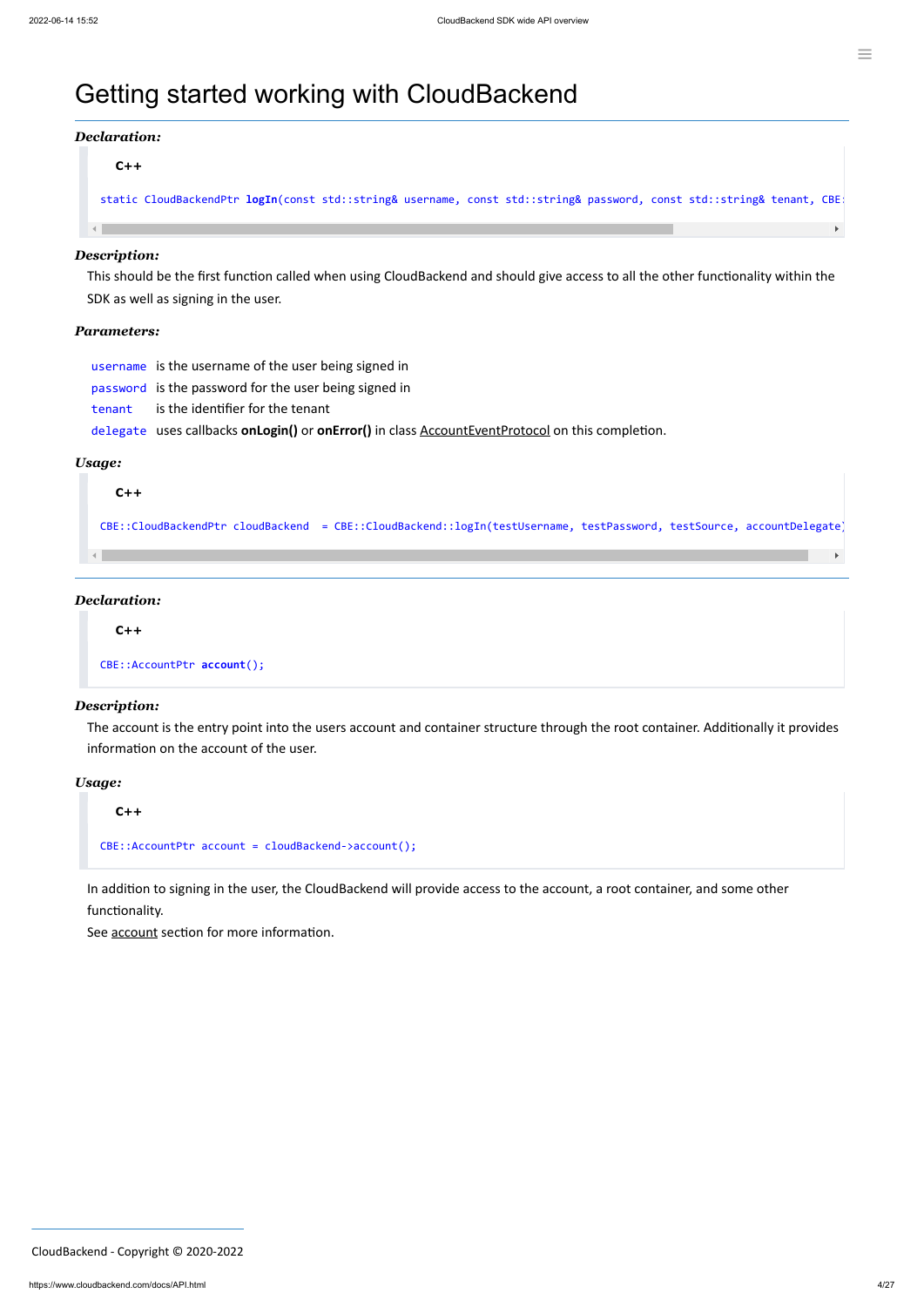# Getting started working with CloudBackend

***Declaration:***

C++

```
static CloudBackendPtr logIn(const std::string& username, const std::string& password, const std::string& tenant, CBE:
```

***Description:***

This should be the first function called when using CloudBackend and should give access to all the other functionality within the SDK as well as signing in the user.

***Parameters:***

`username` is the username of the user being signed in
`password` is the password for the user being signed in
`tenant` is the identifier for the tenant
`delegate` uses callbacks **onLogin()** or **onError()** in class AccountEventProtocol on this completion.

***Usage:***

C++

```
CBE::CloudBackendPtr cloudBackend  = CBE::CloudBackend::logIn(testUsername, testPassword, testSource, accountDelegate)
```

---

***Declaration:***

C++

```
CBE::AccountPtr account();
```

***Description:***

The account is the entry point into the users account and container structure through the root container. Additionally it provides information on the account of the user.

***Usage:***

C++

```
CBE::AccountPtr account = cloudBackend->account();
```

In addition to signing in the user, the CloudBackend will provide access to the account, a root container, and some other functionality.
See account section for more information.

CloudBackend - Copyright © 2020-2022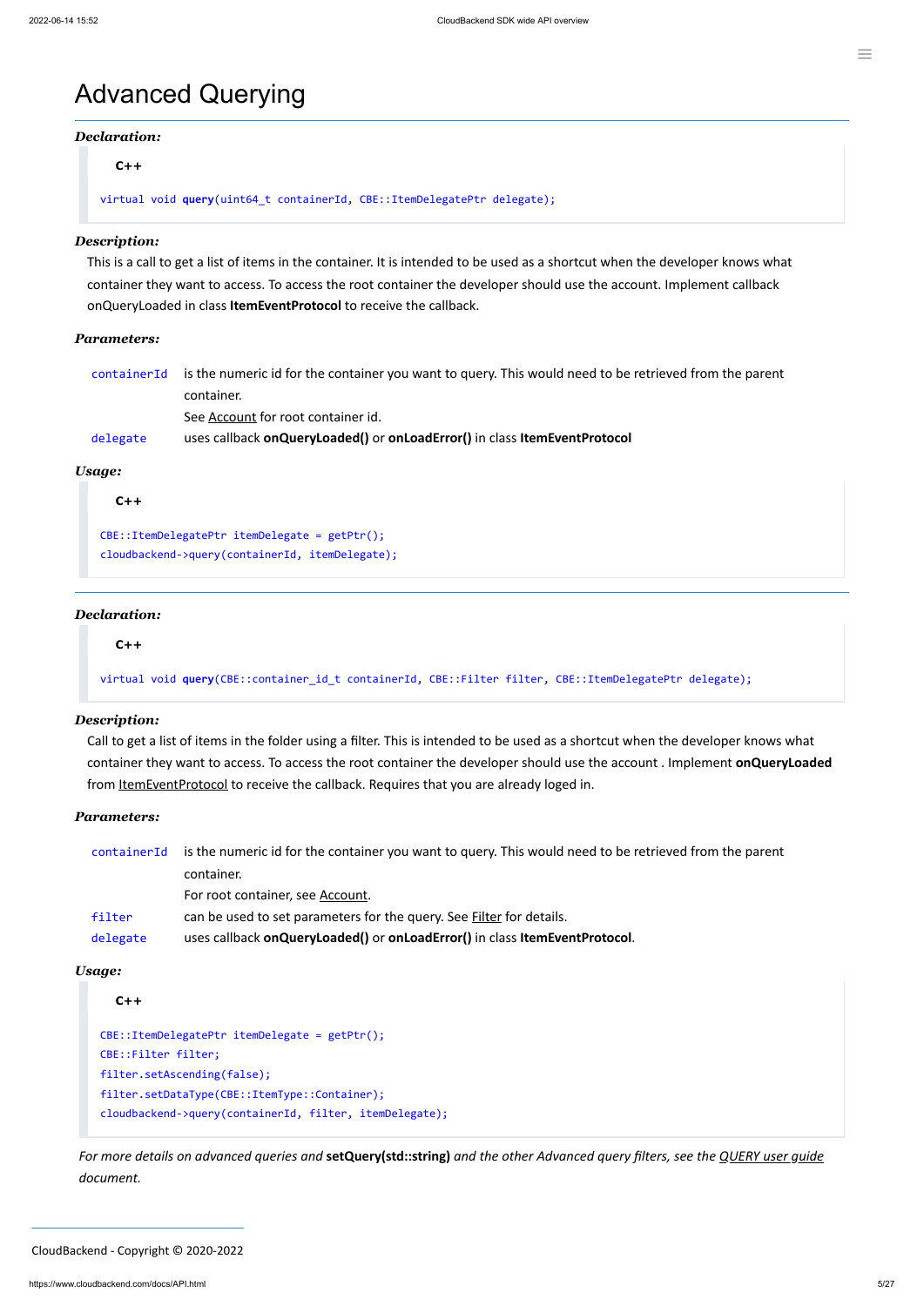# Advanced Querying

***Declaration:***

**C++**

```
virtual void query(uint64_t containerId, CBE::ItemDelegatePtr delegate);
```

***Description:***

This is a call to get a list of items in the container. It is intended to be used as a shortcut when the developer knows what container they want to access. To access the root container the developer should use the account. Implement callback onQueryLoaded in class **ItemEventProtocol** to receive the callback.

***Parameters:***

| | |
|---|---|
| `containerId` | is the numeric id for the container you want to query. This would need to be retrieved from the parent container. See Account for root container id. |
| `delegate` | uses callback **onQueryLoaded()** or **onLoadError()** in class **ItemEventProtocol** |

***Usage:***

**C++**

```
CBE::ItemDelegatePtr itemDelegate = getPtr();
cloudbackend->query(containerId, itemDelegate);
```

***Declaration:***

**C++**

```
virtual void query(CBE::container_id_t containerId, CBE::Filter filter, CBE::ItemDelegatePtr delegate);
```

***Description:***

Call to get a list of items in the folder using a filter. This is intended to be used as a shortcut when the developer knows what container they want to access. To access the root container the developer should use the account . Implement **onQueryLoaded** from ItemEventProtocol to receive the callback. Requires that you are already loged in.

***Parameters:***

| | |
|---|---|
| `containerId` | is the numeric id for the container you want to query. This would need to be retrieved from the parent container. For root container, see Account. |
| `filter` | can be used to set parameters for the query. See Filter for details. |
| `delegate` | uses callback **onQueryLoaded()** or **onLoadError()** in class **ItemEventProtocol**. |

***Usage:***

**C++**

```
CBE::ItemDelegatePtr itemDelegate = getPtr();
CBE::Filter filter;
filter.setAscending(false);
filter.setDataType(CBE::ItemType::Container);
cloudbackend->query(containerId, filter, itemDelegate);
```

*For more details on advanced queries and* **setQuery(std::string)** *and the other Advanced query filters, see the QUERY user guide document.*

CloudBackend - Copyright © 2020-2022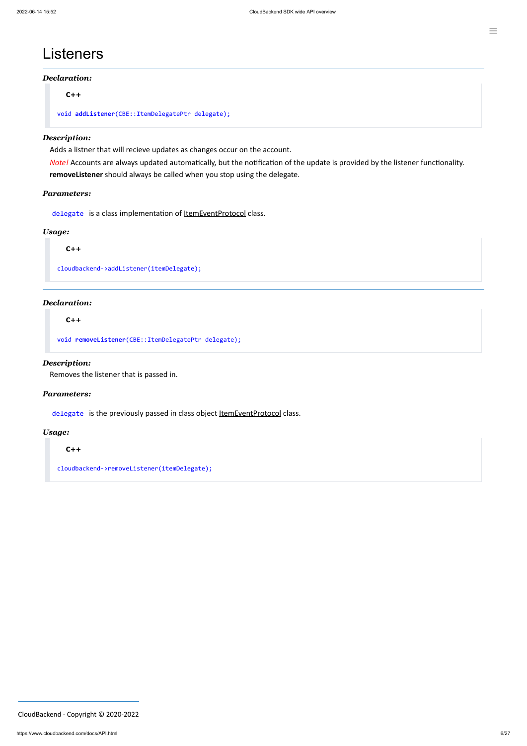# Listeners

***Declaration:***

**C++**

```
void addListener(CBE::ItemDelegatePtr delegate);
```

***Description:***

Adds a listner that will recieve updates as changes occur on the account.

*Note!* Accounts are always updated automatically, but the notification of the update is provided by the listener functionality. **removeListener** should always be called when you stop using the delegate.

***Parameters:***

`delegate` is a class implementation of ItemEventProtocol class.

***Usage:***

**C++**

```
cloudbackend->addListener(itemDelegate);
```

---

***Declaration:***

**C++**

```
void removeListener(CBE::ItemDelegatePtr delegate);
```

***Description:***

Removes the listener that is passed in.

***Parameters:***

`delegate` is the previously passed in class object ItemEventProtocol class.

***Usage:***

**C++**

```
cloudbackend->removeListener(itemDelegate);
```

CloudBackend - Copyright © 2020-2022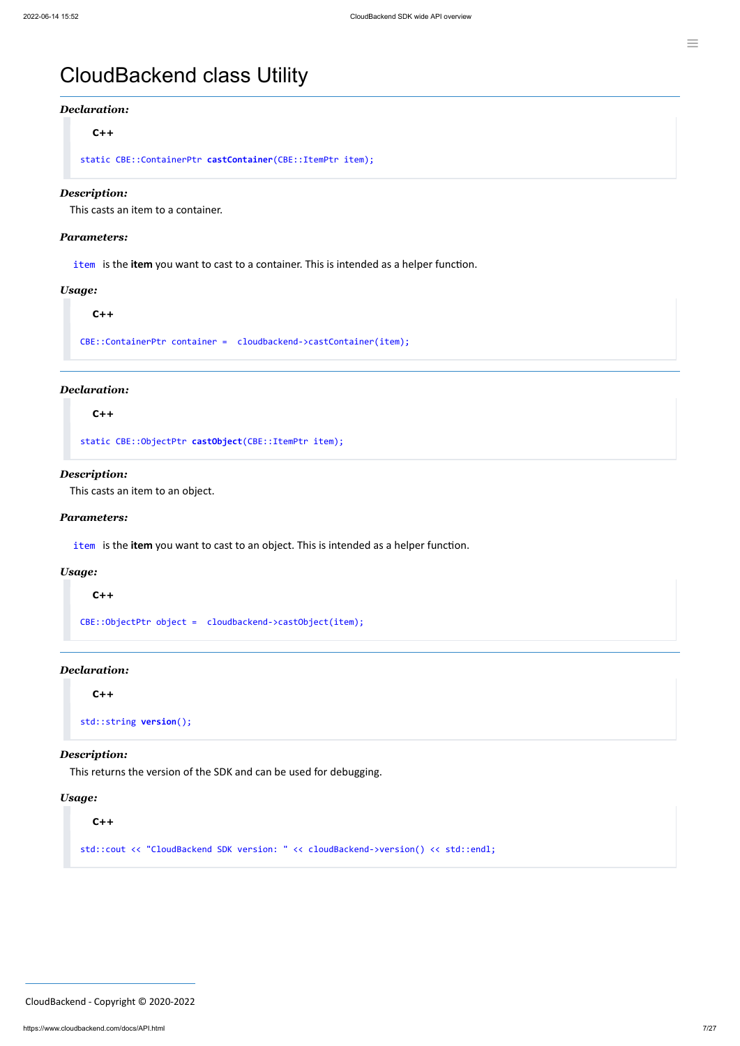# CloudBackend class Utility

---

***Declaration:***

**C++**

```
static CBE::ContainerPtr castContainer(CBE::ItemPtr item);
```

***Description:***

This casts an item to a container.

***Parameters:***

`item` is the **item** you want to cast to a container. This is intended as a helper function.

***Usage:***

**C++**

```
CBE::ContainerPtr container =  cloudbackend->castContainer(item);
```

---

***Declaration:***

**C++**

```
static CBE::ObjectPtr castObject(CBE::ItemPtr item);
```

***Description:***

This casts an item to an object.

***Parameters:***

`item` is the **item** you want to cast to an object. This is intended as a helper function.

***Usage:***

**C++**

```
CBE::ObjectPtr object =  cloudbackend->castObject(item);
```

---

***Declaration:***

**C++**

```
std::string version();
```

***Description:***

This returns the version of the SDK and can be used for debugging.

***Usage:***

**C++**

```
std::cout << "CloudBackend SDK version: " << cloudBackend->version() << std::endl;
```

CloudBackend - Copyright © 2020-2022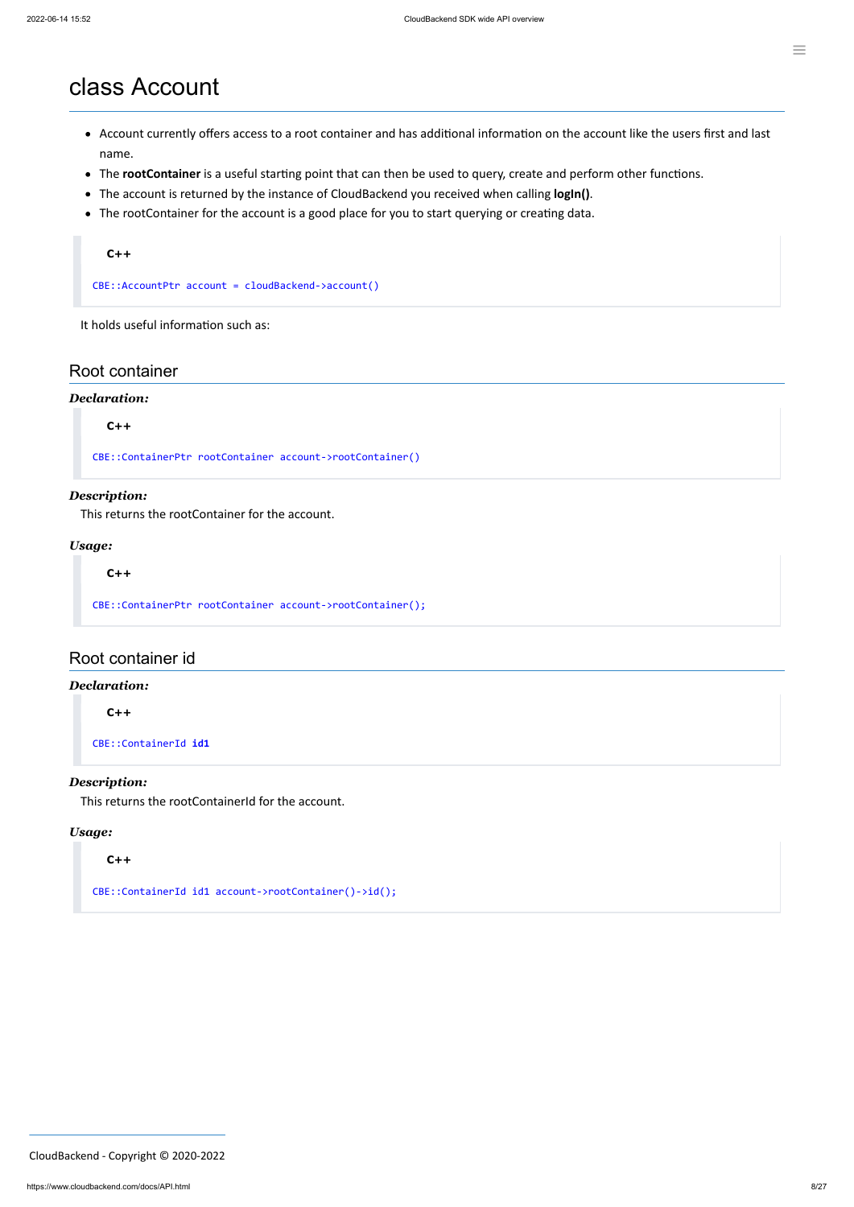# class Account

- Account currently offers access to a root container and has additional information on the account like the users first and last name.
- The **rootContainer** is a useful starting point that can then be used to query, create and perform other functions.
- The account is returned by the instance of CloudBackend you received when calling **logIn()**.
- The rootContainer for the account is a good place for you to start querying or creating data.

**C++**

```
CBE::AccountPtr account = cloudBackend->account()
```

It holds useful information such as:

## Root container

***Declaration:***

**C++**

```
CBE::ContainerPtr rootContainer account->rootContainer()
```

***Description:***

This returns the rootContainer for the account.

***Usage:***

**C++**

```
CBE::ContainerPtr rootContainer account->rootContainer();
```

## Root container id

***Declaration:***

**C++**

```
CBE::ContainerId id1
```

***Description:***

This returns the rootContainerId for the account.

***Usage:***

**C++**

```
CBE::ContainerId id1 account->rootContainer()->id();
```

CloudBackend - Copyright © 2020-2022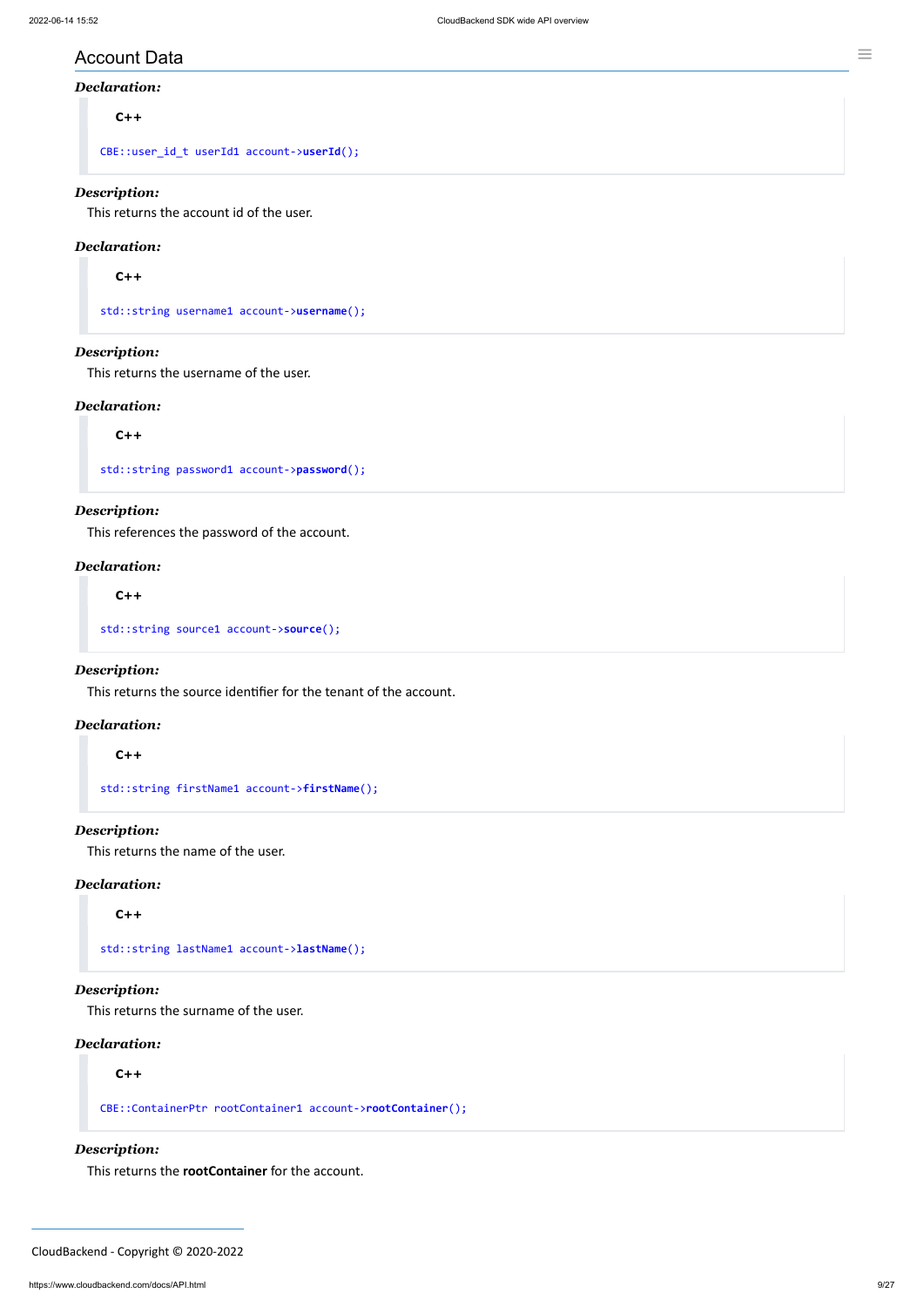## Account Data

***Declaration:***

**C++**

```
CBE::user_id_t userId1 account->userId();
```

***Description:***

This returns the account id of the user.

***Declaration:***

**C++**

```
std::string username1 account->username();
```

***Description:***

This returns the username of the user.

***Declaration:***

**C++**

```
std::string password1 account->password();
```

***Description:***

This references the password of the account.

***Declaration:***

**C++**

```
std::string source1 account->source();
```

***Description:***

This returns the source identifier for the tenant of the account.

***Declaration:***

**C++**

```
std::string firstName1 account->firstName();
```

***Description:***

This returns the name of the user.

***Declaration:***

**C++**

```
std::string lastName1 account->lastName();
```

***Description:***

This returns the surname of the user.

***Declaration:***

**C++**

```
CBE::ContainerPtr rootContainer1 account->rootContainer();
```

***Description:***

This returns the **rootContainer** for the account.

CloudBackend - Copyright © 2020-2022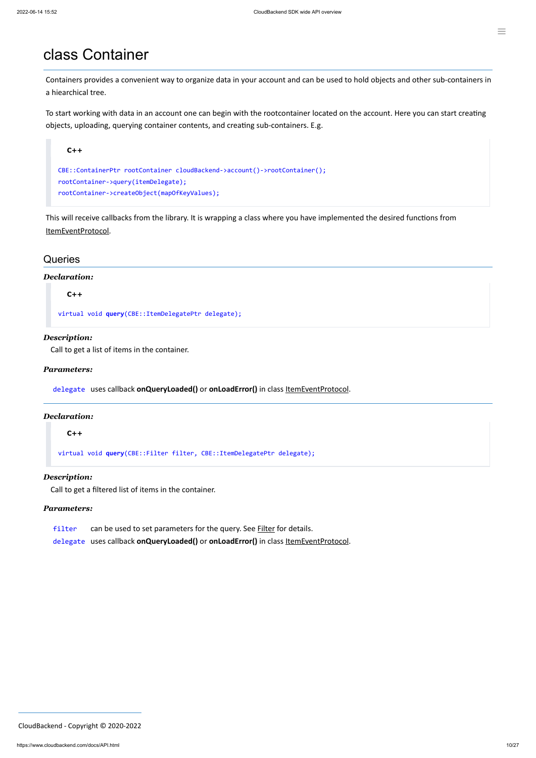# class Container

Containers provides a convenient way to organize data in your account and can be used to hold objects and other sub-containers in a hiearchical tree.

To start working with data in an account one can begin with the rootcontainer located on the account. Here you can start creating objects, uploading, querying container contents, and creating sub-containers. E.g.

**C++**

```
CBE::ContainerPtr rootContainer cloudBackend->account()->rootContainer();
rootContainer->query(itemDelegate);
rootContainer->createObject(mapOfKeyValues);
```

This will receive callbacks from the library. It is wrapping a class where you have implemented the desired functions from ItemEventProtocol.

## Queries

***Declaration:***

**C++**

```
virtual void query(CBE::ItemDelegatePtr delegate);
```

***Description:***

Call to get a list of items in the container.

***Parameters:***

`delegate` uses callback **onQueryLoaded()** or **onLoadError()** in class ItemEventProtocol.

---

***Declaration:***

**C++**

```
virtual void query(CBE::Filter filter, CBE::ItemDelegatePtr delegate);
```

***Description:***

Call to get a filtered list of items in the container.

***Parameters:***

`filter` can be used to set parameters for the query. See Filter for details.

`delegate` uses callback **onQueryLoaded()** or **onLoadError()** in class ItemEventProtocol.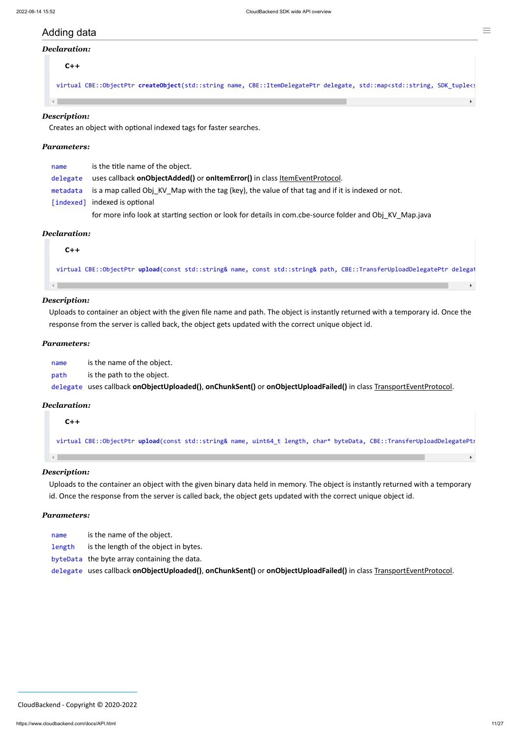## Adding data

***Declaration:***

C++

```
virtual CBE::ObjectPtr createObject(std::string name, CBE::ItemDelegatePtr delegate, std::map<std::string, SDK_tuple<s
```

***Description:***

Creates an object with optional indexed tags for faster searches.

***Parameters:***

| | |
|---|---|
| `name` | is the title name of the object. |
| `delegate` | uses callback **onObjectAdded()** or **onItemError()** in class ItemEventProtocol. |
| `metadata` | is a map called Obj_KV_Map with the tag (key), the value of that tag and if it is indexed or not. |
| `[indexed]` | indexed is optional |
| | for more info look at starting section or look for details in com.cbe-source folder and Obj_KV_Map.java |

***Declaration:***

C++

```
virtual CBE::ObjectPtr upload(const std::string& name, const std::string& path, CBE::TransferUploadDelegatePtr delegat
```

***Description:***

Uploads to container an object with the given file name and path. The object is instantly returned with a temporary id. Once the response from the server is called back, the object gets updated with the correct unique object id.

***Parameters:***

| | |
|---|---|
| `name` | is the name of the object. |
| `path` | is the path to the object. |
| `delegate` | uses callback **onObjectUploaded()**, **onChunkSent()** or **onObjectUploadFailed()** in class TransportEventProtocol. |

***Declaration:***

C++

```
virtual CBE::ObjectPtr upload(const std::string& name, uint64_t length, char* byteData, CBE::TransferUploadDelegatePtr
```

***Description:***

Uploads to the container an object with the given binary data held in memory. The object is instantly returned with a temporary id. Once the response from the server is called back, the object gets updated with the correct unique object id.

***Parameters:***

| | |
|---|---|
| `name` | is the name of the object. |
| `length` | is the length of the object in bytes. |
| `byteData` | the byte array containing the data. |
| `delegate` | uses callback **onObjectUploaded()**, **onChunkSent()** or **onObjectUploadFailed()** in class TransportEventProtocol. |

CloudBackend - Copyright © 2020-2022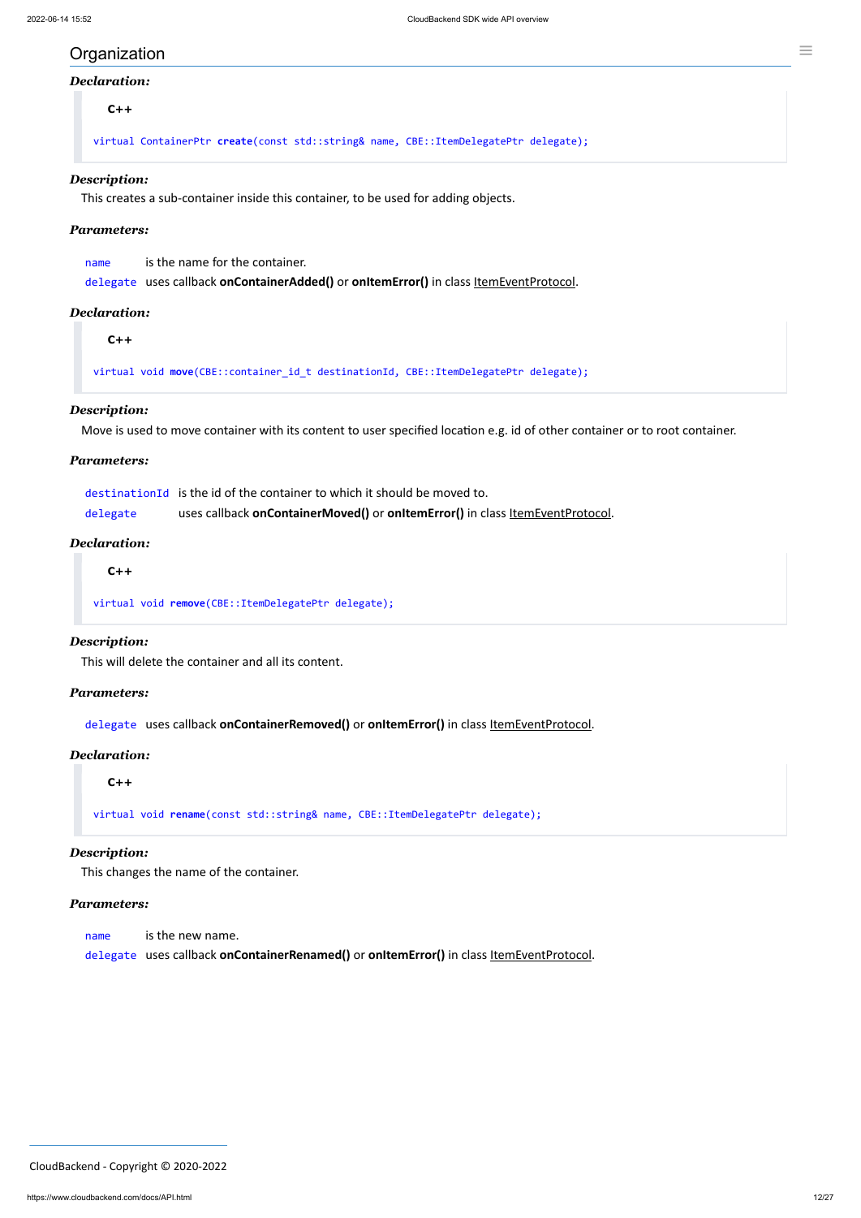## Organization

***Declaration:***

C++

```
virtual ContainerPtr create(const std::string& name, CBE::ItemDelegatePtr delegate);
```

***Description:***

This creates a sub-container inside this container, to be used for adding objects.

***Parameters:***

| | |
|---|---|
| `name` | is the name for the container. |
| `delegate` | uses callback **onContainerAdded()** or **onItemError()** in class ItemEventProtocol. |

***Declaration:***

C++

```
virtual void move(CBE::container_id_t destinationId, CBE::ItemDelegatePtr delegate);
```

***Description:***

Move is used to move container with its content to user specified location e.g. id of other container or to root container.

***Parameters:***

| | |
|---|---|
| `destinationId` | is the id of the container to which it should be moved to. |
| `delegate` | uses callback **onContainerMoved()** or **onItemError()** in class ItemEventProtocol. |

***Declaration:***

C++

```
virtual void remove(CBE::ItemDelegatePtr delegate);
```

***Description:***

This will delete the container and all its content.

***Parameters:***

| | |
|---|---|
| `delegate` | uses callback **onContainerRemoved()** or **onItemError()** in class ItemEventProtocol. |

***Declaration:***

C++

```
virtual void rename(const std::string& name, CBE::ItemDelegatePtr delegate);
```

***Description:***

This changes the name of the container.

***Parameters:***

| | |
|---|---|
| `name` | is the new name. |
| `delegate` | uses callback **onContainerRenamed()** or **onItemError()** in class ItemEventProtocol. |

CloudBackend - Copyright © 2020-2022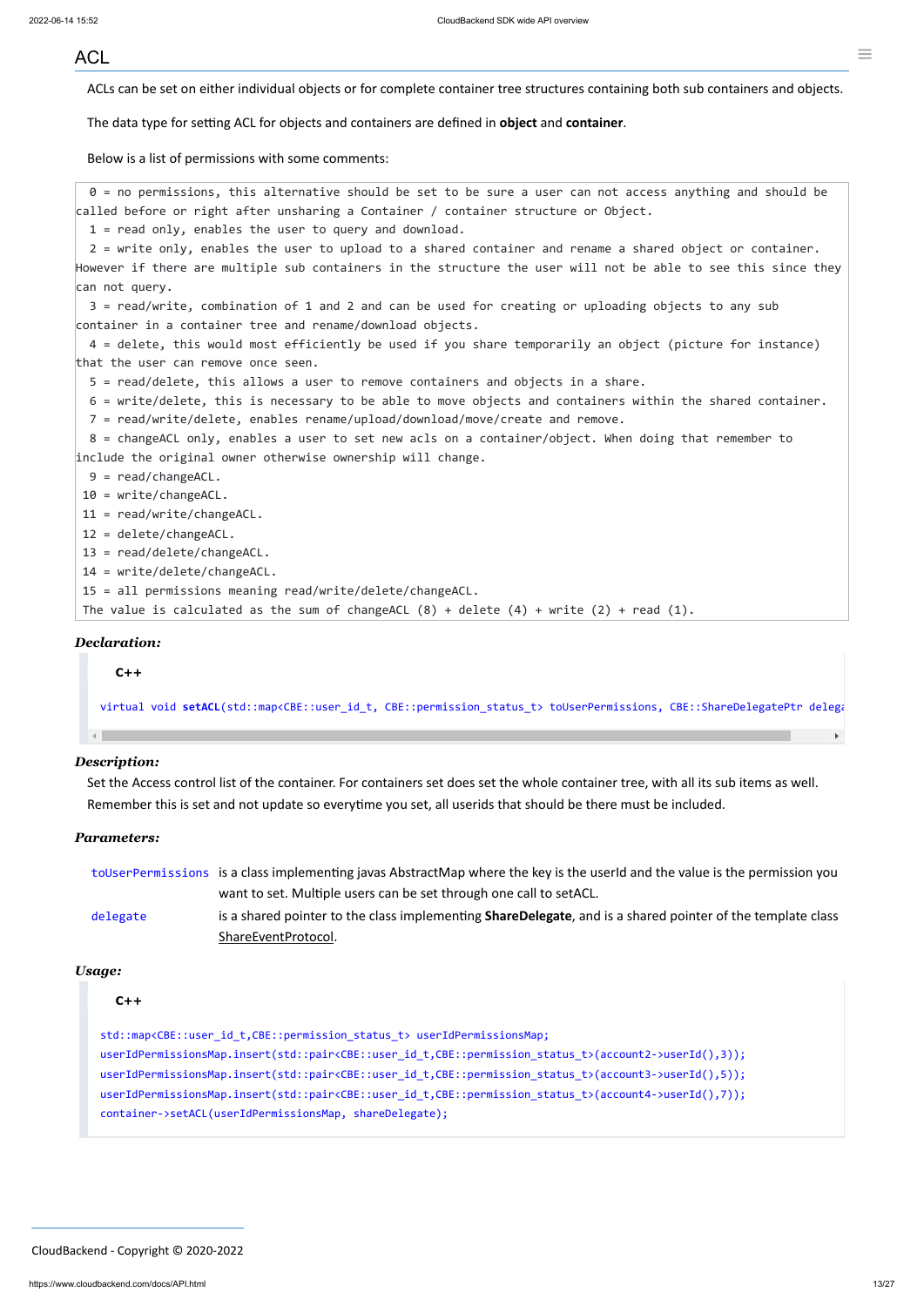## ACL

ACLs can be set on either individual objects or for complete container tree structures containing both sub containers and objects.

The data type for setting ACL for objects and containers are defined in **object** and **container**.

Below is a list of permissions with some comments:

```
 0 = no permissions, this alternative should be set to be sure a user can not access anything and should be
called before or right after unsharing a Container / container structure or Object.
 1 = read only, enables the user to query and download.
 2 = write only, enables the user to upload to a shared container and rename a shared object or container.
However if there are multiple sub containers in the structure the user will not be able to see this since they
can not query.
 3 = read/write, combination of 1 and 2 and can be used for creating or uploading objects to any sub
container in a container tree and rename/download objects.
 4 = delete, this would most efficiently be used if you share temporarily an object (picture for instance)
that the user can remove once seen.
 5 = read/delete, this allows a user to remove containers and objects in a share.
 6 = write/delete, this is necessary to be able to move objects and containers within the shared container.
 7 = read/write/delete, enables rename/upload/download/move/create and remove.
 8 = changeACL only, enables a user to set new acls on a container/object. When doing that remember to
include the original owner otherwise ownership will change.
 9 = read/changeACL.
10 = write/changeACL.
11 = read/write/changeACL.
12 = delete/changeACL.
13 = read/delete/changeACL.
14 = write/delete/changeACL.
15 = all permissions meaning read/write/delete/changeACL.
The value is calculated as the sum of changeACL (8) + delete (4) + write (2) + read (1).
```

***Declaration:***

C++

```cpp
virtual void setACL(std::map<CBE::user_id_t, CBE::permission_status_t> toUserPermissions, CBE::ShareDelegatePtr delega
```

***Description:***

Set the Access control list of the container. For containers set does set the whole container tree, with all its sub items as well. Remember this is set and not update so everytime you set, all userids that should be there must be included.

***Parameters:***

| | |
|---|---|
| `toUserPermissions` | is a class implementing javas AbstractMap where the key is the userId and the value is the permission you want to set. Multiple users can be set through one call to setACL. |
| `delegate` | is a shared pointer to the class implementing **ShareDelegate**, and is a shared pointer of the template class ShareEventProtocol. |

***Usage:***

C++

```cpp
std::map<CBE::user_id_t,CBE::permission_status_t> userIdPermissionsMap;
userIdPermissionsMap.insert(std::pair<CBE::user_id_t,CBE::permission_status_t>(account2->userId(),3));
userIdPermissionsMap.insert(std::pair<CBE::user_id_t,CBE::permission_status_t>(account3->userId(),5));
userIdPermissionsMap.insert(std::pair<CBE::user_id_t,CBE::permission_status_t>(account4->userId(),7));
container->setACL(userIdPermissionsMap, shareDelegate);
```

CloudBackend - Copyright © 2020-2022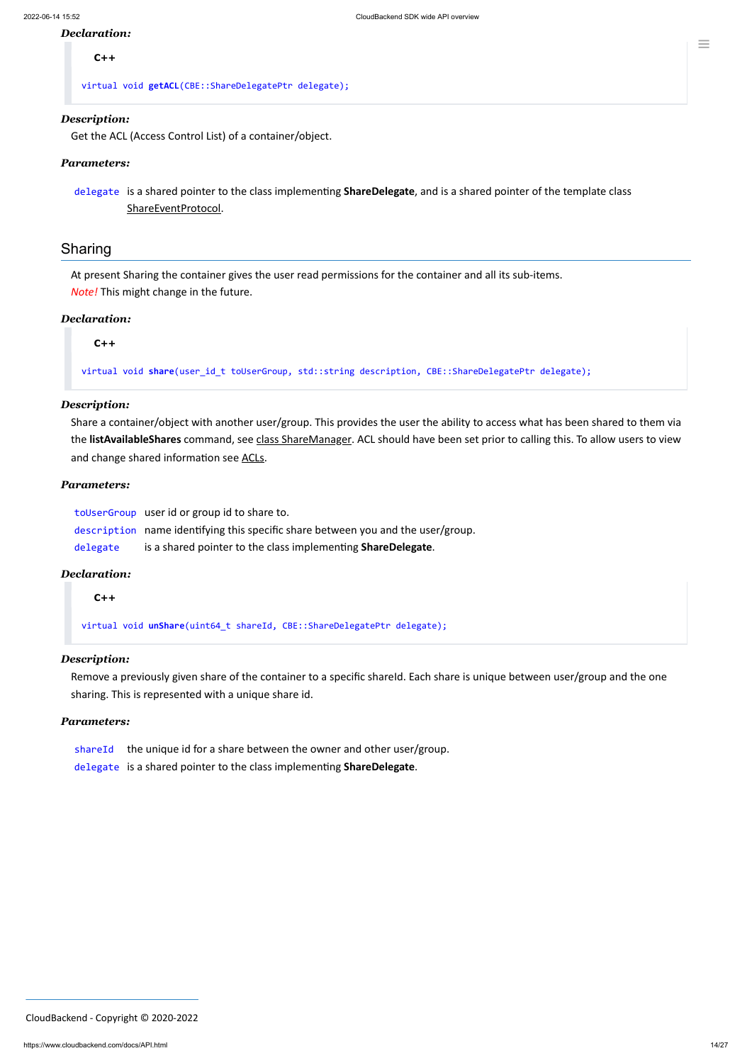***Declaration:***

C++

```
virtual void getACL(CBE::ShareDelegatePtr delegate);
```

***Description:***

Get the ACL (Access Control List) of a container/object.

***Parameters:***

`delegate` is a shared pointer to the class implementing **ShareDelegate**, and is a shared pointer of the template class ShareEventProtocol.

## Sharing

At present Sharing the container gives the user read permissions for the container and all its sub-items.
*Note!* This might change in the future.

***Declaration:***

C++

```
virtual void share(user_id_t toUserGroup, std::string description, CBE::ShareDelegatePtr delegate);
```

***Description:***

Share a container/object with another user/group. This provides the user the ability to access what has been shared to them via the **listAvailableShares** command, see class ShareManager. ACL should have been set prior to calling this. To allow users to view and change shared information see ACLs.

***Parameters:***

`toUserGroup` user id or group id to share to.
`description` name identifying this specific share between you and the user/group.
`delegate` is a shared pointer to the class implementing **ShareDelegate**.

***Declaration:***

C++

```
virtual void unShare(uint64_t shareId, CBE::ShareDelegatePtr delegate);
```

***Description:***

Remove a previously given share of the container to a specific shareId. Each share is unique between user/group and the one sharing. This is represented with a unique share id.

***Parameters:***

`shareId` the unique id for a share between the owner and other user/group.
`delegate` is a shared pointer to the class implementing **ShareDelegate**.

CloudBackend - Copyright © 2020-2022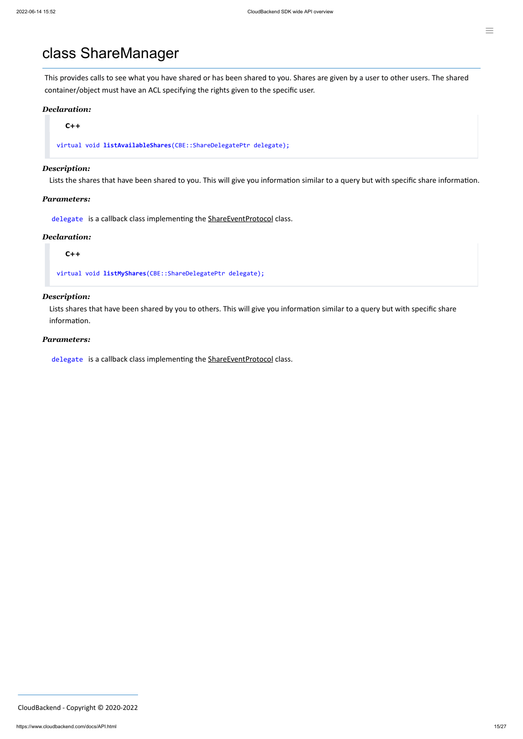# class ShareManager

This provides calls to see what you have shared or has been shared to you. Shares are given by a user to other users. The shared container/object must have an ACL specifying the rights given to the specific user.

***Declaration:***

**C++**

```
virtual void listAvailableShares(CBE::ShareDelegatePtr delegate);
```

***Description:***

Lists the shares that have been shared to you. This will give you information similar to a query but with specific share information.

***Parameters:***

`delegate` is a callback class implementing the ShareEventProtocol class.

***Declaration:***

**C++**

```
virtual void listMyShares(CBE::ShareDelegatePtr delegate);
```

***Description:***

Lists shares that have been shared by you to others. This will give you information similar to a query but with specific share information.

***Parameters:***

`delegate` is a callback class implementing the ShareEventProtocol class.

CloudBackend - Copyright © 2020-2022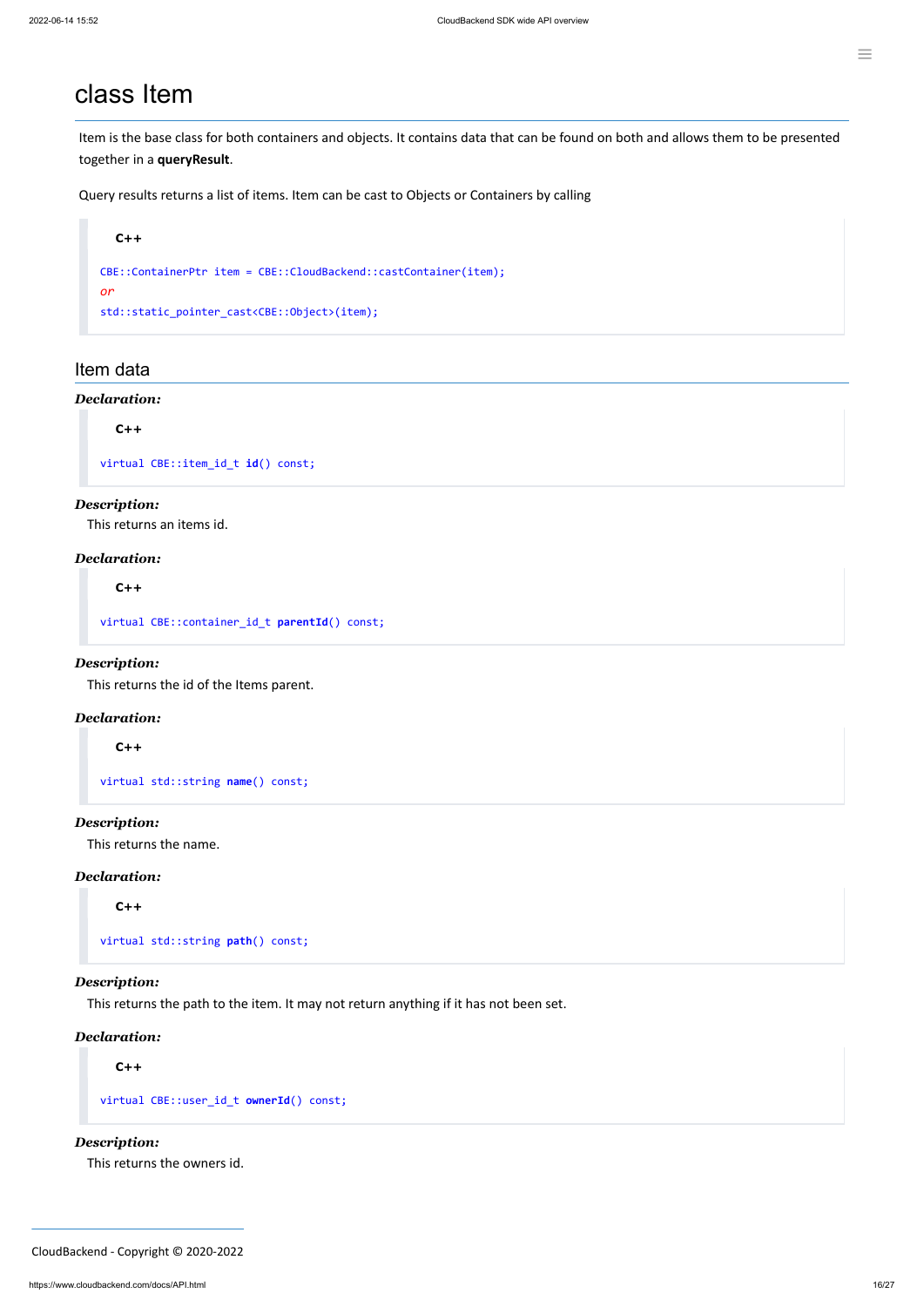# class Item

Item is the base class for both containers and objects. It contains data that can be found on both and allows them to be presented together in a **queryResult**.

Query results returns a list of items. Item can be cast to Objects or Containers by calling

**C++**

```
CBE::ContainerPtr item = CBE::CloudBackend::castContainer(item);
or
std::static_pointer_cast<CBE::Object>(item);
```

## Item data

***Declaration:***

**C++**

```
virtual CBE::item_id_t id() const;
```

***Description:***

This returns an items id.

***Declaration:***

**C++**

```
virtual CBE::container_id_t parentId() const;
```

***Description:***

This returns the id of the Items parent.

***Declaration:***

**C++**

```
virtual std::string name() const;
```

***Description:***

This returns the name.

***Declaration:***

**C++**

```
virtual std::string path() const;
```

***Description:***

This returns the path to the item. It may not return anything if it has not been set.

***Declaration:***

**C++**

```
virtual CBE::user_id_t ownerId() const;
```

***Description:***

This returns the owners id.

CloudBackend - Copyright © 2020-2022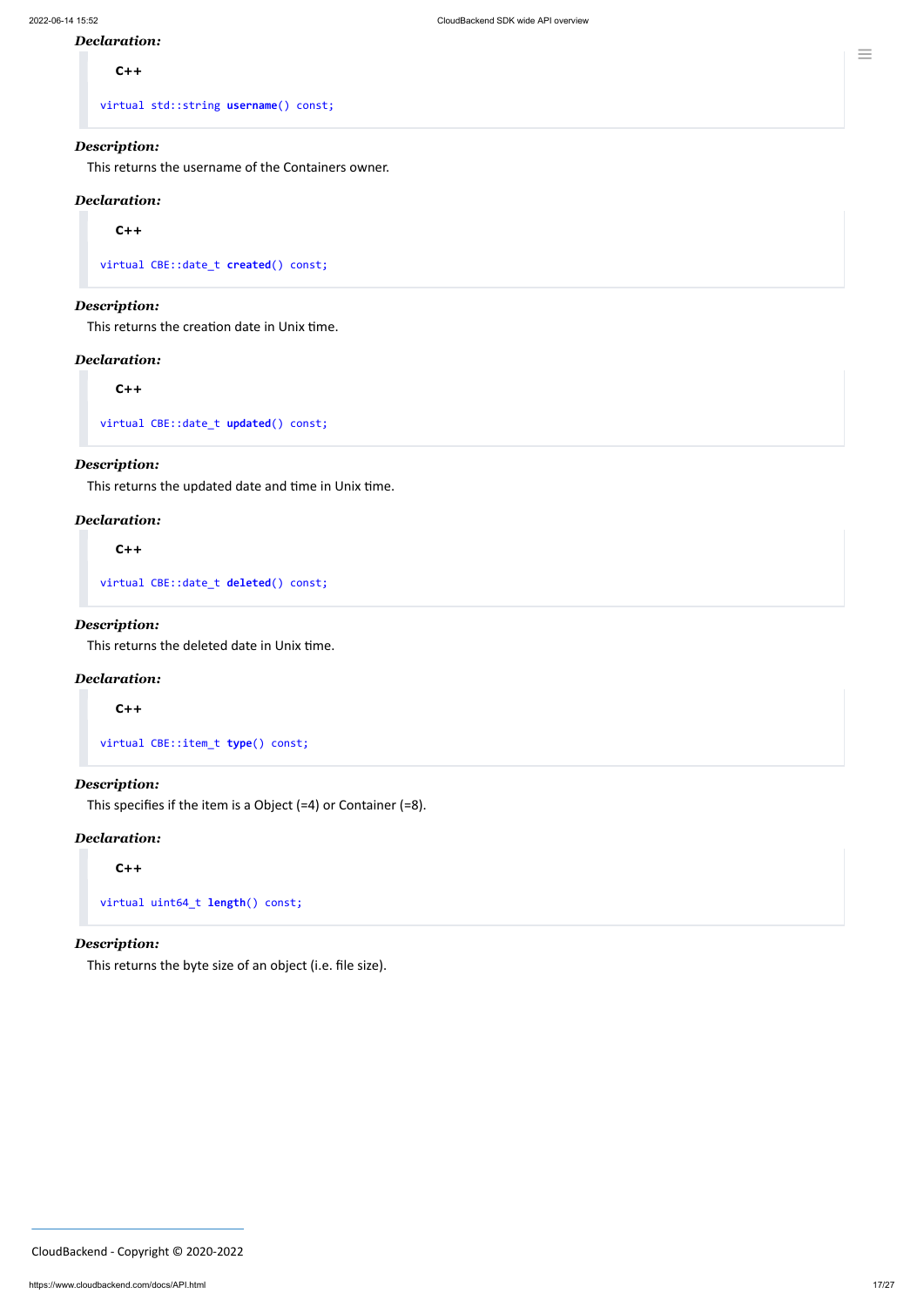***Declaration:***

C++

```
virtual std::string username() const;
```

***Description:***

This returns the username of the Containers owner.

***Declaration:***

C++

```
virtual CBE::date_t created() const;
```

***Description:***

This returns the creation date in Unix time.

***Declaration:***

C++

```
virtual CBE::date_t updated() const;
```

***Description:***

This returns the updated date and time in Unix time.

***Declaration:***

C++

```
virtual CBE::date_t deleted() const;
```

***Description:***

This returns the deleted date in Unix time.

***Declaration:***

C++

```
virtual CBE::item_t type() const;
```

***Description:***

This specifies if the item is a Object (=4) or Container (=8).

***Declaration:***

C++

```
virtual uint64_t length() const;
```

***Description:***

This returns the byte size of an object (i.e. file size).

CloudBackend - Copyright © 2020-2022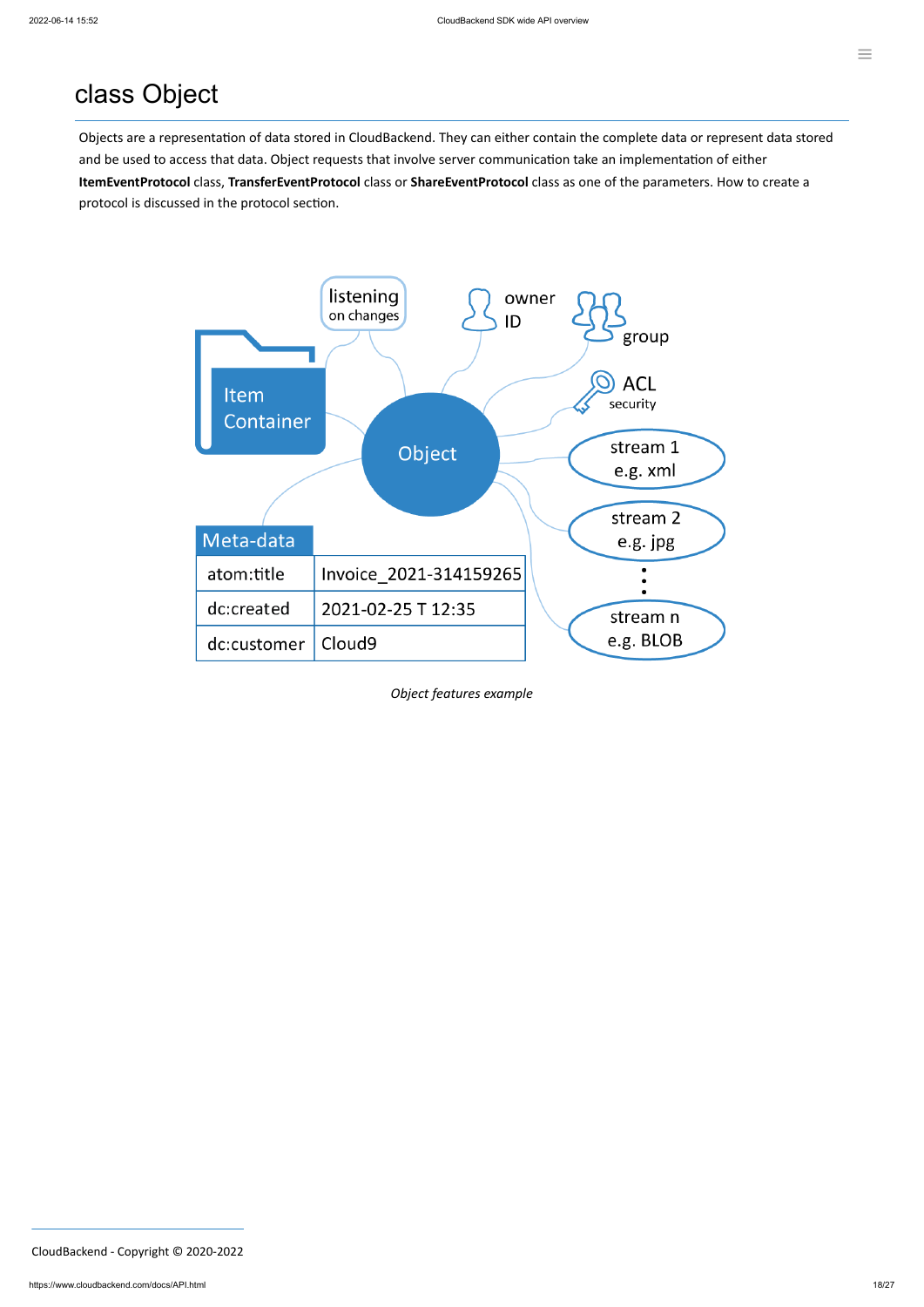# class Object

Objects are a representation of data stored in CloudBackend. They can either contain the complete data or represent data stored and be used to access that data. Object requests that involve server communication take an implementation of either **ItemEventProtocol** class, **TransferEventProtocol** class or **ShareEventProtocol** class as one of the parameters. How to create a protocol is discussed in the protocol section.

*Object features example*

CloudBackend - Copyright © 2020-2022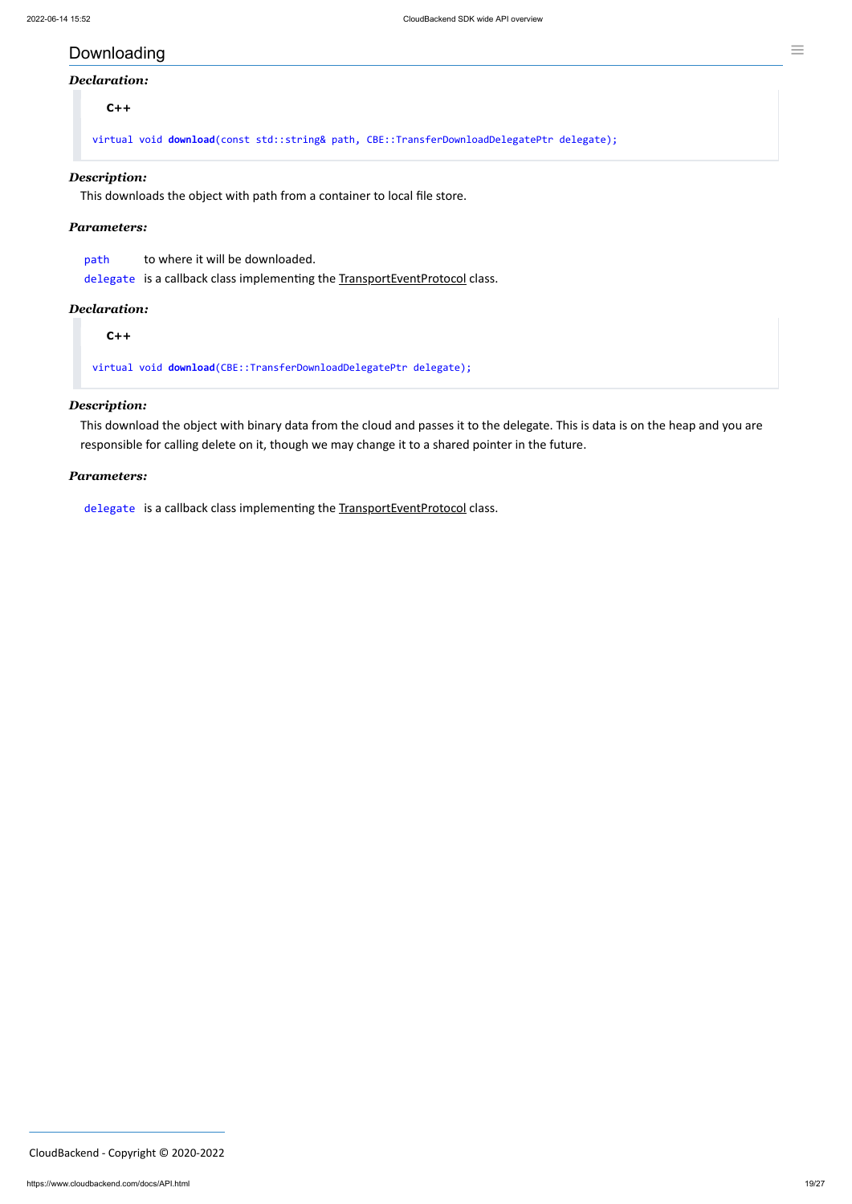## Downloading

***Declaration:***

**C++**

```
virtual void download(const std::string& path, CBE::TransferDownloadDelegatePtr delegate);
```

***Description:***

This downloads the object with path from a container to local file store.

***Parameters:***

| | |
|---|---|
| `path` | to where it will be downloaded. |
| `delegate` | is a callback class implementing the TransportEventProtocol class. |

***Declaration:***

**C++**

```
virtual void download(CBE::TransferDownloadDelegatePtr delegate);
```

***Description:***

This download the object with binary data from the cloud and passes it to the delegate. This is data is on the heap and you are responsible for calling delete on it, though we may change it to a shared pointer in the future.

***Parameters:***

| | |
|---|---|
| `delegate` | is a callback class implementing the TransportEventProtocol class. |

CloudBackend - Copyright © 2020-2022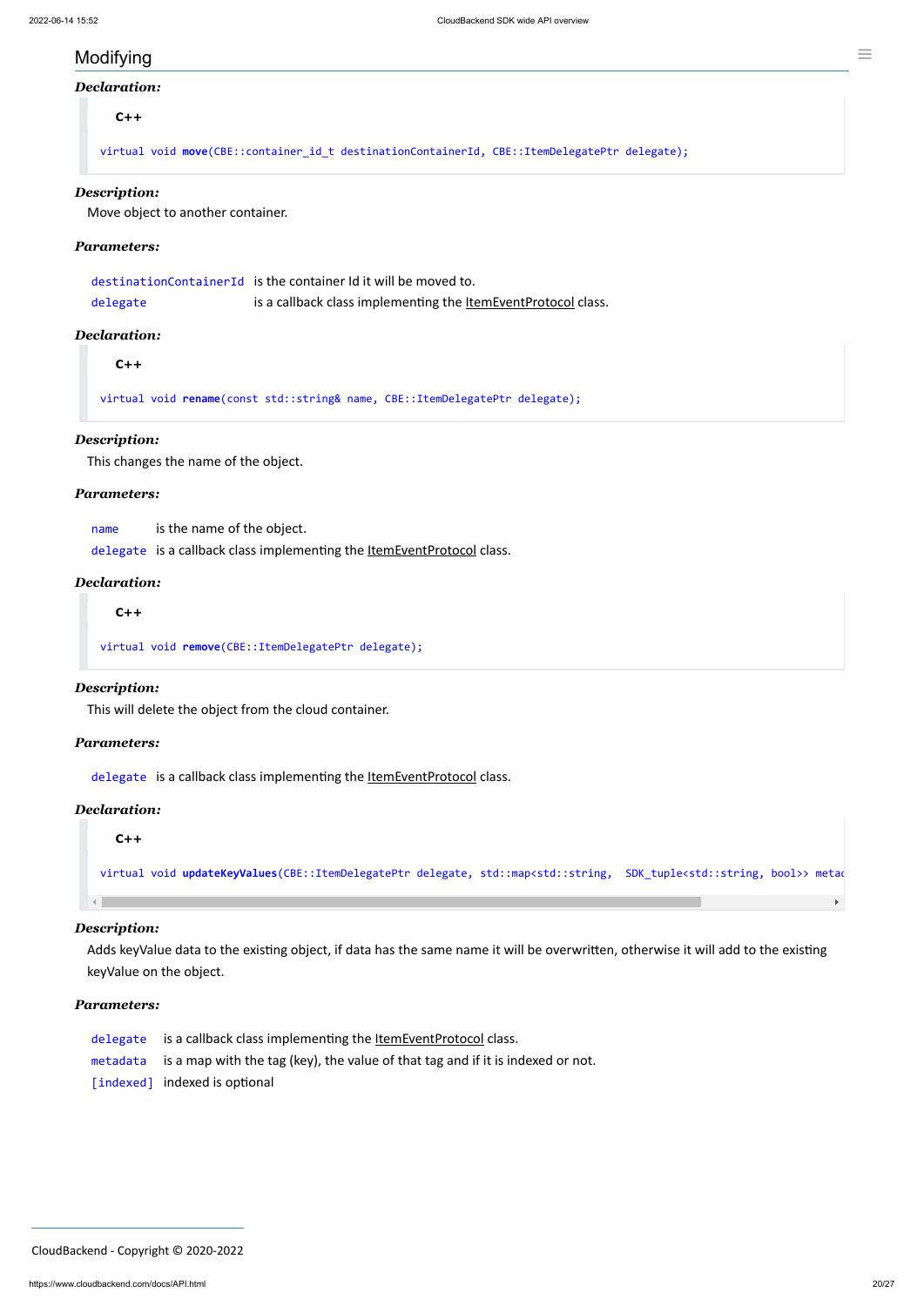## Modifying

***Declaration:***

```
C++

virtual void move(CBE::container_id_t destinationContainerId, CBE::ItemDelegatePtr delegate);
```

***Description:***

Move object to another container.

***Parameters:***

| | |
|---|---|
| `destinationContainerId` | is the container Id it will be moved to. |
| `delegate` | is a callback class implementing the ItemEventProtocol class. |

***Declaration:***

```
C++

virtual void rename(const std::string& name, CBE::ItemDelegatePtr delegate);
```

***Description:***

This changes the name of the object.

***Parameters:***

| | |
|---|---|
| `name` | is the name of the object. |
| `delegate` | is a callback class implementing the ItemEventProtocol class. |

***Declaration:***

```
C++

virtual void remove(CBE::ItemDelegatePtr delegate);
```

***Description:***

This will delete the object from the cloud container.

***Parameters:***

| | |
|---|---|
| `delegate` | is a callback class implementing the ItemEventProtocol class. |

***Declaration:***

```
C++

virtual void updateKeyValues(CBE::ItemDelegatePtr delegate, std::map<std::string,  SDK_tuple<std::string, bool>> metad
```

***Description:***

Adds keyValue data to the existing object, if data has the same name it will be overwritten, otherwise it will add to the existing keyValue on the object.

***Parameters:***

| | |
|---|---|
| `delegate` | is a callback class implementing the ItemEventProtocol class. |
| `metadata` | is a map with the tag (key), the value of that tag and if it is indexed or not. |
| `[indexed]` | indexed is optional |

CloudBackend - Copyright © 2020-2022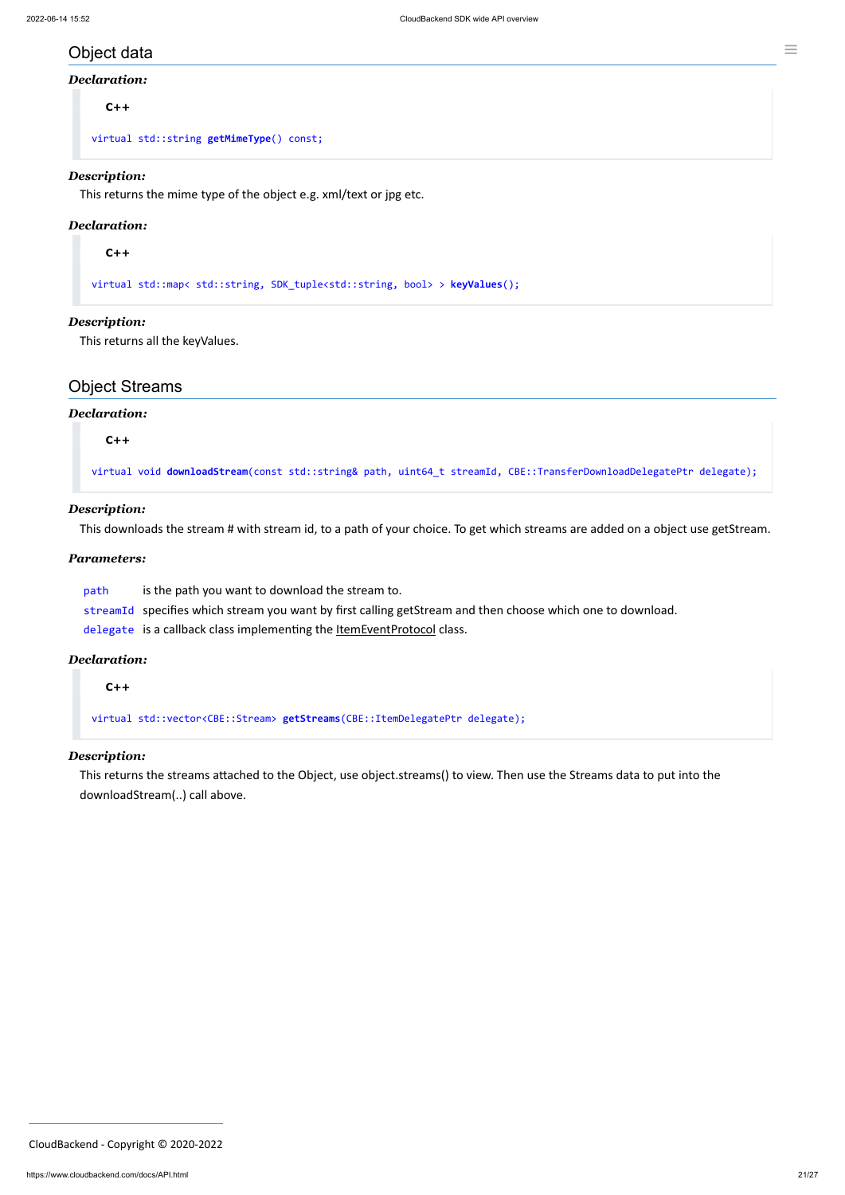## Object data

***Declaration:***

**C++**

```
virtual std::string getMimeType() const;
```

***Description:***

This returns the mime type of the object e.g. xml/text or jpg etc.

***Declaration:***

**C++**

```
virtual std::map< std::string, SDK_tuple<std::string, bool> > keyValues();
```

***Description:***

This returns all the keyValues.

## Object Streams

***Declaration:***

**C++**

```
virtual void downloadStream(const std::string& path, uint64_t streamId, CBE::TransferDownloadDelegatePtr delegate);
```

***Description:***

This downloads the stream # with stream id, to a path of your choice. To get which streams are added on a object use getStream.

***Parameters:***

| | |
|---|---|
| `path` | is the path you want to download the stream to. |
| `streamId` | specifies which stream you want by first calling getStream and then choose which one to download. |
| `delegate` | is a callback class implementing the ItemEventProtocol class. |

***Declaration:***

**C++**

```
virtual std::vector<CBE::Stream> getStreams(CBE::ItemDelegatePtr delegate);
```

***Description:***

This returns the streams attached to the Object, use object.streams() to view. Then use the Streams data to put into the downloadStream(..) call above.

CloudBackend - Copyright © 2020-2022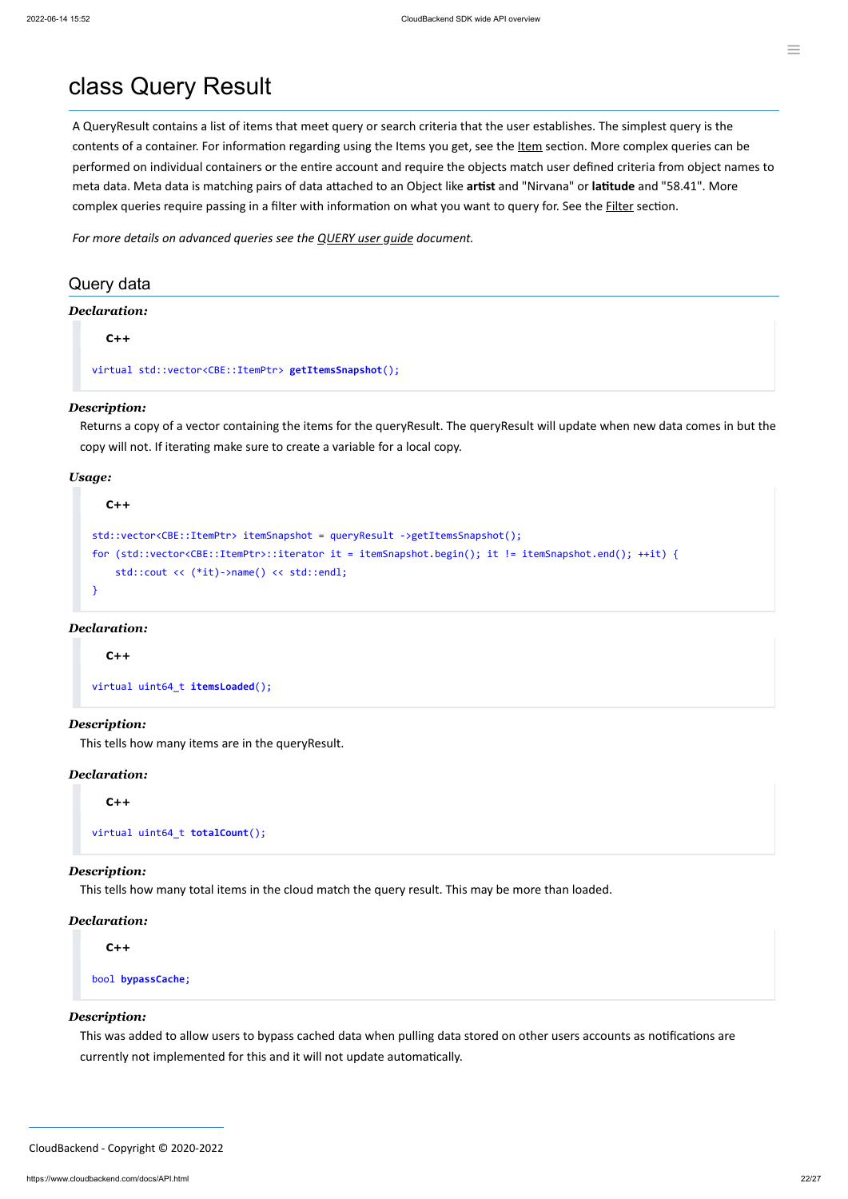# class Query Result

A QueryResult contains a list of items that meet query or search criteria that the user establishes. The simplest query is the contents of a container. For information regarding using the Items you get, see the Item section. More complex queries can be performed on individual containers or the entire account and require the objects match user defined criteria from object names to meta data. Meta data is matching pairs of data attached to an Object like **artist** and "Nirvana" or **latitude** and "58.41". More complex queries require passing in a filter with information on what you want to query for. See the Filter section.

*For more details on advanced queries see the QUERY user guide document.*

## Query data

***Declaration:***

C++

```
virtual std::vector<CBE::ItemPtr> getItemsSnapshot();
```

***Description:***

Returns a copy of a vector containing the items for the queryResult. The queryResult will update when new data comes in but the copy will not. If iterating make sure to create a variable for a local copy.

***Usage:***

C++

```
std::vector<CBE::ItemPtr> itemSnapshot = queryResult ->getItemsSnapshot();
for (std::vector<CBE::ItemPtr>::iterator it = itemSnapshot.begin(); it != itemSnapshot.end(); ++it) {
    std::cout << (*it)->name() << std::endl;
}
```

***Declaration:***

C++

```
virtual uint64_t itemsLoaded();
```

***Description:***

This tells how many items are in the queryResult.

***Declaration:***

C++

```
virtual uint64_t totalCount();
```

***Description:***

This tells how many total items in the cloud match the query result. This may be more than loaded.

***Declaration:***

C++

```
bool bypassCache;
```

***Description:***

This was added to allow users to bypass cached data when pulling data stored on other users accounts as notifications are currently not implemented for this and it will not update automatically.

CloudBackend - Copyright © 2020-2022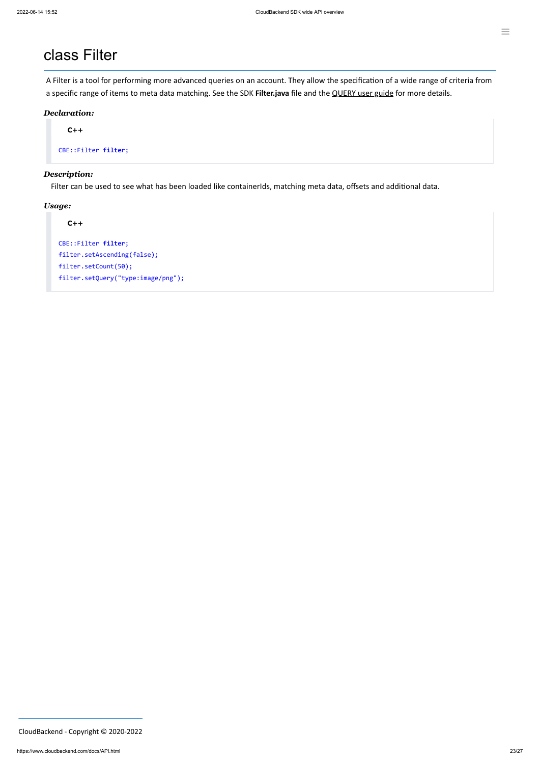# class Filter

A Filter is a tool for performing more advanced queries on an account. They allow the specification of a wide range of criteria from a specific range of items to meta data matching. See the SDK **Filter.java** file and the QUERY user guide for more details.

***Declaration:***

**C++**

```
CBE::Filter filter;
```

***Description:***

Filter can be used to see what has been loaded like containerIds, matching meta data, offsets and additional data.

***Usage:***

**C++**

```
CBE::Filter filter;
filter.setAscending(false);
filter.setCount(50);
filter.setQuery("type:image/png");
```

CloudBackend - Copyright © 2020-2022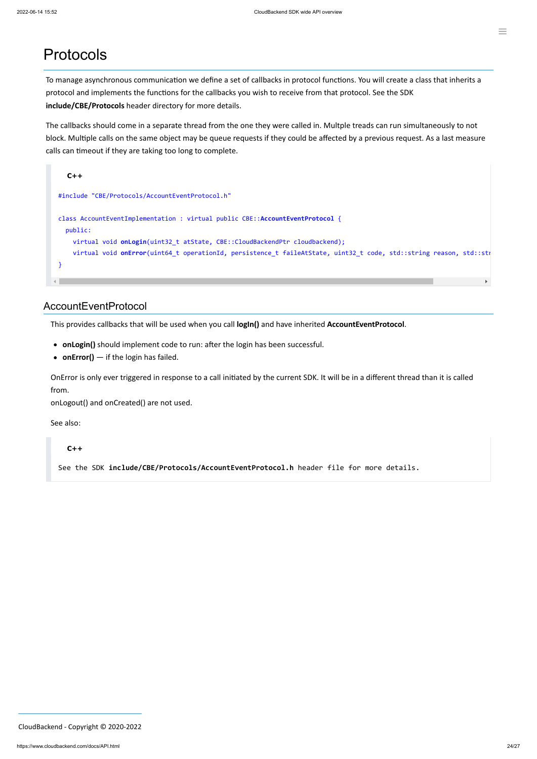# Protocols

To manage asynchronous communication we define a set of callbacks in protocol functions. You will create a class that inherits a protocol and implements the functions for the callbacks you wish to receive from that protocol. See the SDK **include/CBE/Protocols** header directory for more details.

The callbacks should come in a separate thread from the one they were called in. Multple treads can run simultaneously to not block. Multiple calls on the same object may be queue requests if they could be affected by a previous request. As a last measure calls can timeout if they are taking too long to complete.

**C++**

```
#include "CBE/Protocols/AccountEventProtocol.h"

class AccountEventImplementation : virtual public CBE::AccountEventProtocol {
  public:
    virtual void onLogin(uint32_t atState, CBE::CloudBackendPtr cloudbackend);
    virtual void onError(uint64_t operationId, persistence_t faileAtState, uint32_t code, std::string reason, std::str
}
```

## AccountEventProtocol

This provides callbacks that will be used when you call **logIn()** and have inherited **AccountEventProtocol**.

- **onLogin()** should implement code to run: after the login has been successful.
- **onError()** — if the login has failed.

OnError is only ever triggered in response to a call initiated by the current SDK. It will be in a different thread than it is called from.
onLogout() and onCreated() are not used.

See also:

**C++**

```
See the SDK include/CBE/Protocols/AccountEventProtocol.h header file for more details.
```

CloudBackend - Copyright © 2020-2022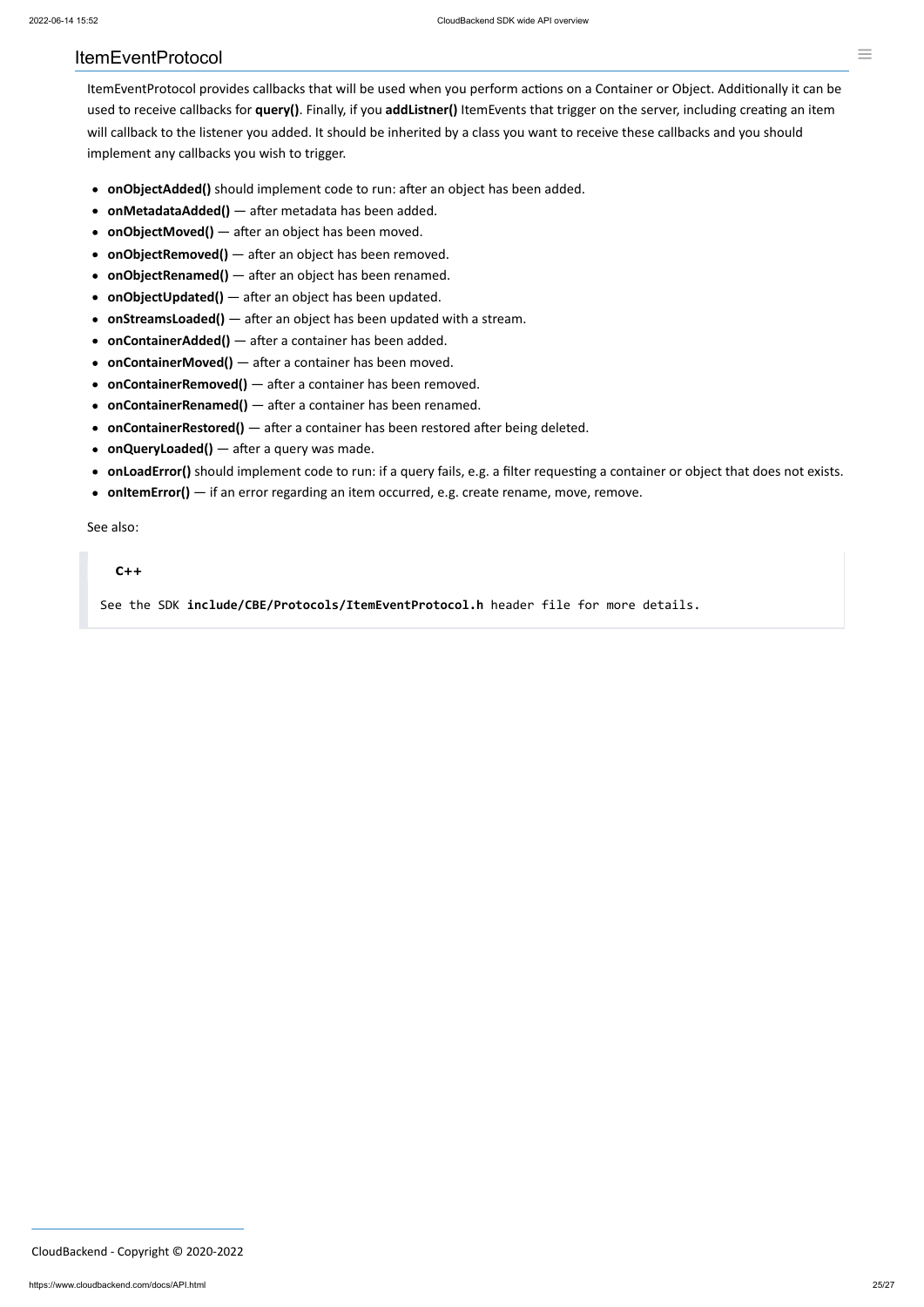## ItemEventProtocol

ItemEventProtocol provides callbacks that will be used when you perform actions on a Container or Object. Additionally it can be used to receive callbacks for **query()**. Finally, if you **addListner()** ItemEvents that trigger on the server, including creating an item will callback to the listener you added. It should be inherited by a class you want to receive these callbacks and you should implement any callbacks you wish to trigger.

- **onObjectAdded()** should implement code to run: after an object has been added.
- **onMetadataAdded()** — after metadata has been added.
- **onObjectMoved()** — after an object has been moved.
- **onObjectRemoved()** — after an object has been removed.
- **onObjectRenamed()** — after an object has been renamed.
- **onObjectUpdated()** — after an object has been updated.
- **onStreamsLoaded()** — after an object has been updated with a stream.
- **onContainerAdded()** — after a container has been added.
- **onContainerMoved()** — after a container has been moved.
- **onContainerRemoved()** — after a container has been removed.
- **onContainerRenamed()** — after a container has been renamed.
- **onContainerRestored()** — after a container has been restored after being deleted.
- **onQueryLoaded()** — after a query was made.
- **onLoadError()** should implement code to run: if a query fails, e.g. a filter requesting a container or object that does not exists.
- **onItemError()** — if an error regarding an item occurred, e.g. create rename, move, remove.

See also:

> **C++**
>
> `See the SDK include/CBE/Protocols/ItemEventProtocol.h header file for more details.`

CloudBackend - Copyright © 2020-2022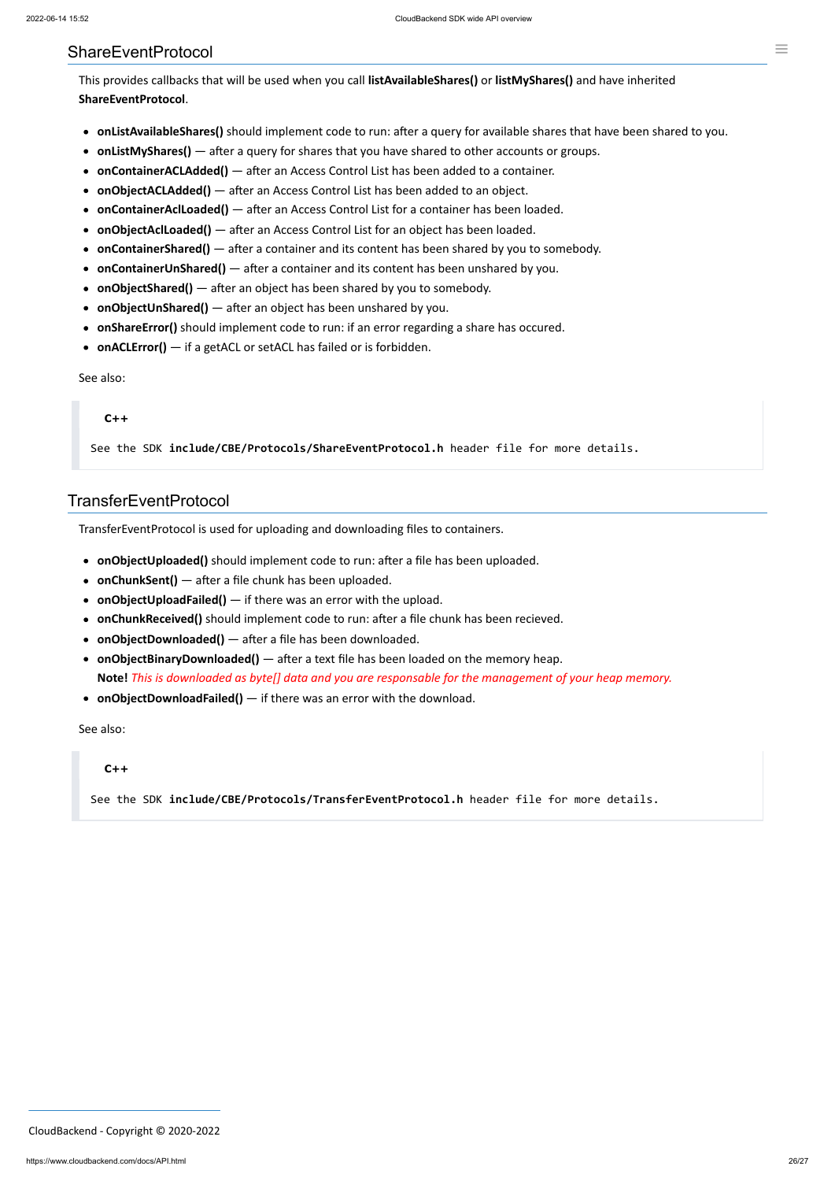## ShareEventProtocol

This provides callbacks that will be used when you call **listAvailableShares()** or **listMyShares()** and have inherited **ShareEventProtocol**.

- **onListAvailableShares()** should implement code to run: after a query for available shares that have been shared to you.
- **onListMyShares()** — after a query for shares that you have shared to other accounts or groups.
- **onContainerACLAdded()** — after an Access Control List has been added to a container.
- **onObjectACLAdded()** — after an Access Control List has been added to an object.
- **onContainerAclLoaded()** — after an Access Control List for a container has been loaded.
- **onObjectAclLoaded()** — after an Access Control List for an object has been loaded.
- **onContainerShared()** — after a container and its content has been shared by you to somebody.
- **onContainerUnShared()** — after a container and its content has been unshared by you.
- **onObjectShared()** — after an object has been shared by you to somebody.
- **onObjectUnShared()** — after an object has been unshared by you.
- **onShareError()** should implement code to run: if an error regarding a share has occured.
- **onACLError()** — if a getACL or setACL has failed or is forbidden.

See also:

> **C++**
>
> `See the SDK include/CBE/Protocols/ShareEventProtocol.h header file for more details.`

## TransferEventProtocol

TransferEventProtocol is used for uploading and downloading files to containers.

- **onObjectUploaded()** should implement code to run: after a file has been uploaded.
- **onChunkSent()** — after a file chunk has been uploaded.
- **onObjectUploadFailed()** — if there was an error with the upload.
- **onChunkReceived()** should implement code to run: after a file chunk has been recieved.
- **onObjectDownloaded()** — after a file has been downloaded.
- **onObjectBinaryDownloaded()** — after a text file has been loaded on the memory heap.
  **Note!** *This is downloaded as byte[] data and you are responsable for the management of your heap memory.*
- **onObjectDownloadFailed()** — if there was an error with the download.

See also:

> **C++**
>
> `See the SDK include/CBE/Protocols/TransferEventProtocol.h header file for more details.`

CloudBackend - Copyright © 2020-2022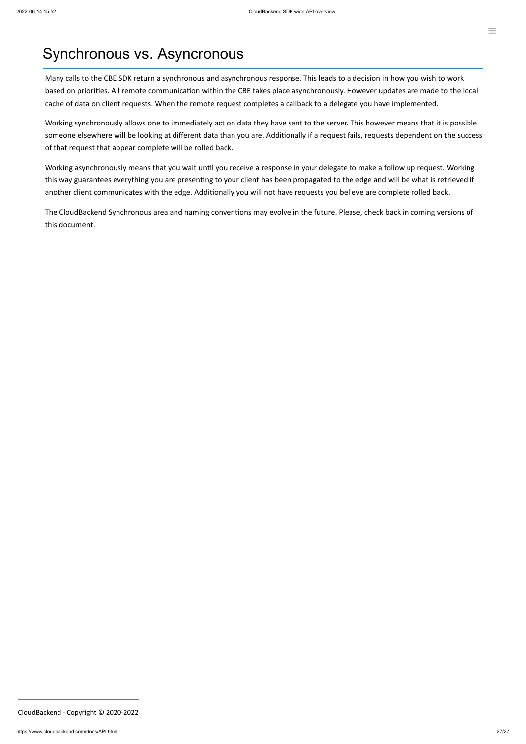# Synchronous vs. Asyncronous

Many calls to the CBE SDK return a synchronous and asynchronous response. This leads to a decision in how you wish to work based on priorities. All remote communication within the CBE takes place asynchronously. However updates are made to the local cache of data on client requests. When the remote request completes a callback to a delegate you have implemented.

Working synchronously allows one to immediately act on data they have sent to the server. This however means that it is possible someone elsewhere will be looking at different data than you are. Additionally if a request fails, requests dependent on the success of that request that appear complete will be rolled back.

Working asynchronously means that you wait until you receive a response in your delegate to make a follow up request. Working this way guarantees everything you are presenting to your client has been propagated to the edge and will be what is retrieved if another client communicates with the edge. Additionally you will not have requests you believe are complete rolled back.

The CloudBackend Synchronous area and naming conventions may evolve in the future. Please, check back in coming versions of this document.

CloudBackend - Copyright © 2020-2022